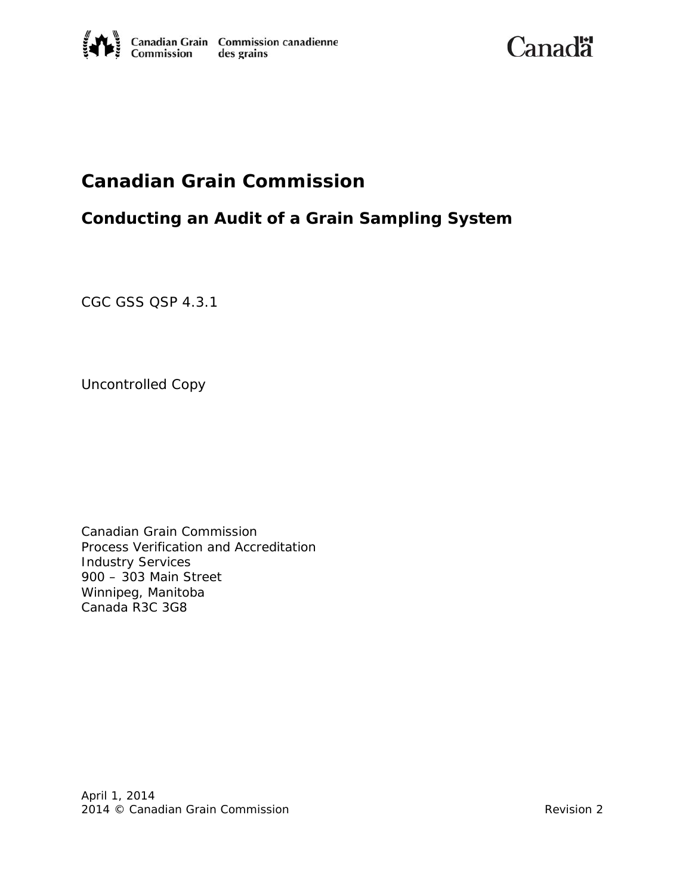Canadian Grain Commission | Commission canadienne des grains

Canada

# Canadian Grain Commission

## Conducting an Audit of a Grain Sampling System

CGC GSS QSP 4.3.1

Uncontrolled Copy

Canadian Grain Commission
Process Verification and Accreditation
Industry Services
900 – 303 Main Street
Winnipeg, Manitoba
Canada R3C 3G8

April 1, 2014
2014 © Canadian Grain Commission

Revision 2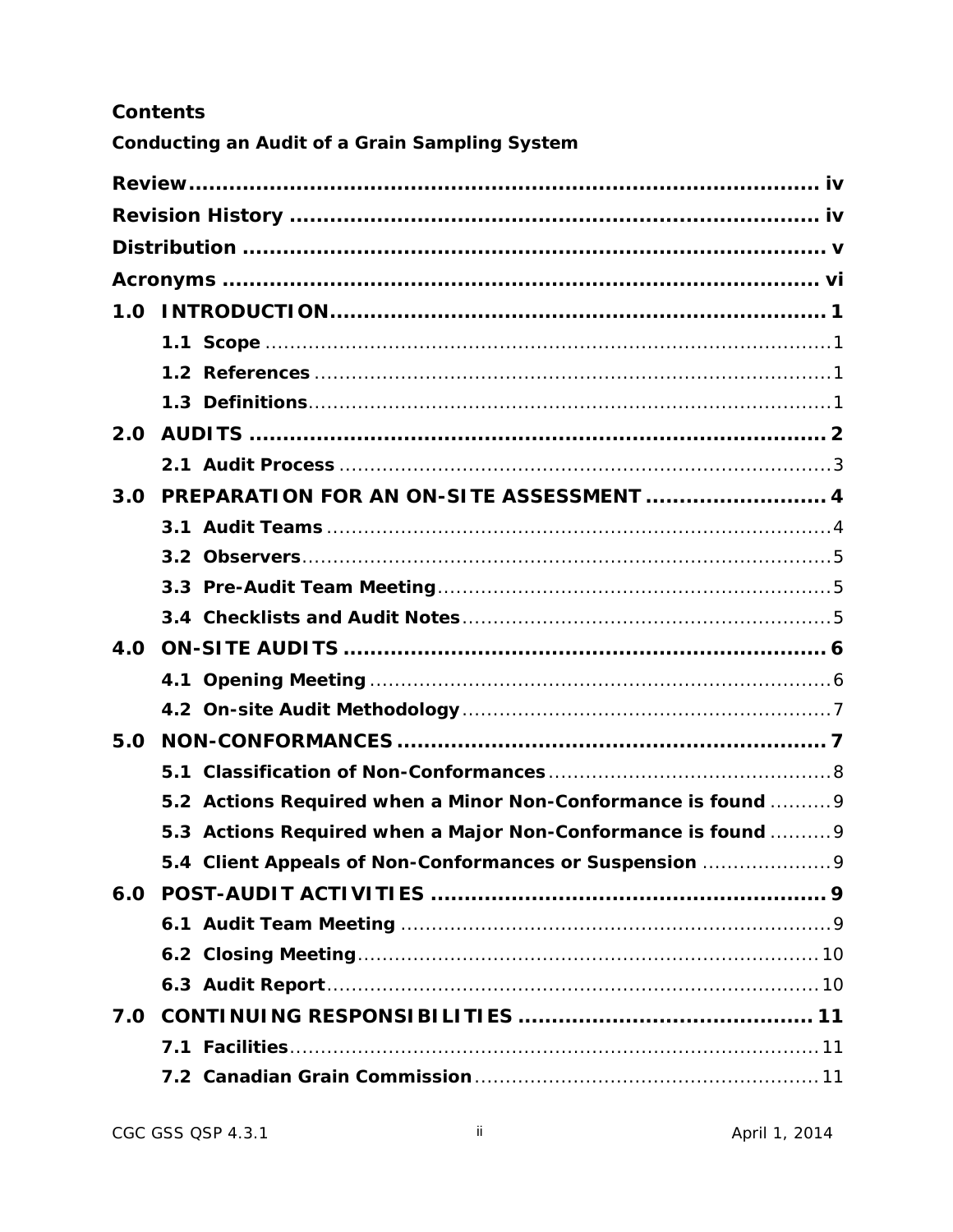## Contents

### Conducting an Audit of a Grain Sampling System

**Review** .......... iv
**Revision History** .......... iv
**Distribution** .......... v
**Acronyms** .......... vi

**1.0 INTRODUCTION** .......... 1
- **1.1 Scope** .......... 1
- **1.2 References** .......... 1
- **1.3 Definitions** .......... 1

**2.0 AUDITS** .......... 2
- **2.1 Audit Process** .......... 3

**3.0 PREPARATION FOR AN ON-SITE ASSESSMENT** .......... 4
- **3.1 Audit Teams** .......... 4
- **3.2 Observers** .......... 5
- **3.3 Pre-Audit Team Meeting** .......... 5
- **3.4 Checklists and Audit Notes** .......... 5

**4.0 ON-SITE AUDITS** .......... 6
- **4.1 Opening Meeting** .......... 6
- **4.2 On-site Audit Methodology** .......... 7

**5.0 NON-CONFORMANCES** .......... 7
- **5.1 Classification of Non-Conformances** .......... 8
- **5.2 Actions Required when a Minor Non-Conformance is found** .......... 9
- **5.3 Actions Required when a Major Non-Conformance is found** .......... 9
- **5.4 Client Appeals of Non-Conformances or Suspension** .......... 9

**6.0 POST-AUDIT ACTIVITIES** .......... 9
- **6.1 Audit Team Meeting** .......... 9
- **6.2 Closing Meeting** .......... 10
- **6.3 Audit Report** .......... 10

**7.0 CONTINUING RESPONSIBILITIES** .......... 11
- **7.1 Facilities** .......... 11
- **7.2 Canadian Grain Commission** .......... 11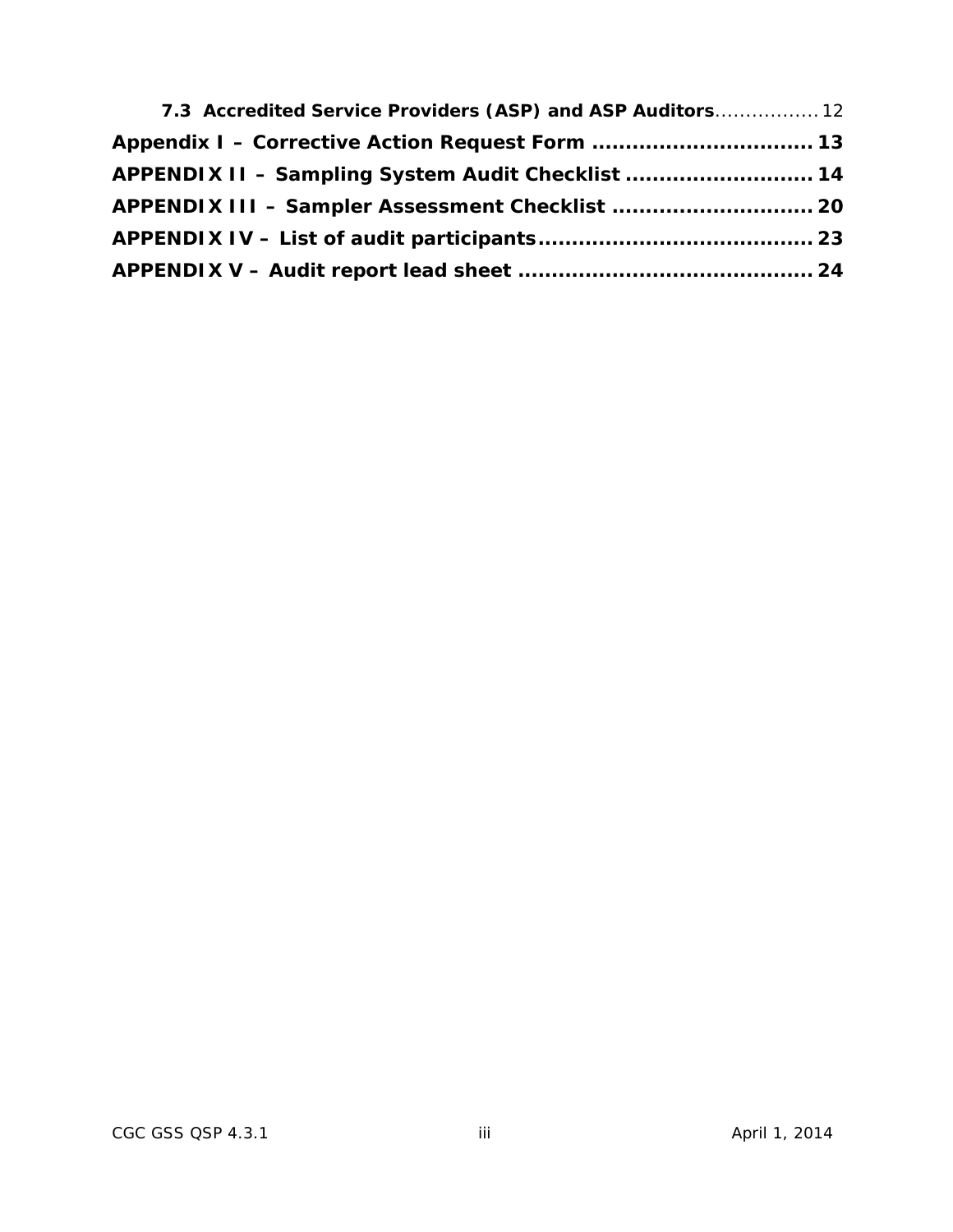**7.3 Accredited Service Providers (ASP) and ASP Auditors** ................. 12

**Appendix I – Corrective Action Request Form** ................................ **13**

**APPENDIX II – Sampling System Audit Checklist** ........................... **14**

**APPENDIX III – Sampler Assessment Checklist** ............................. **20**

**APPENDIX IV – List of audit participants** ........................................ **23**

**APPENDIX V – Audit report lead sheet** ........................................... **24**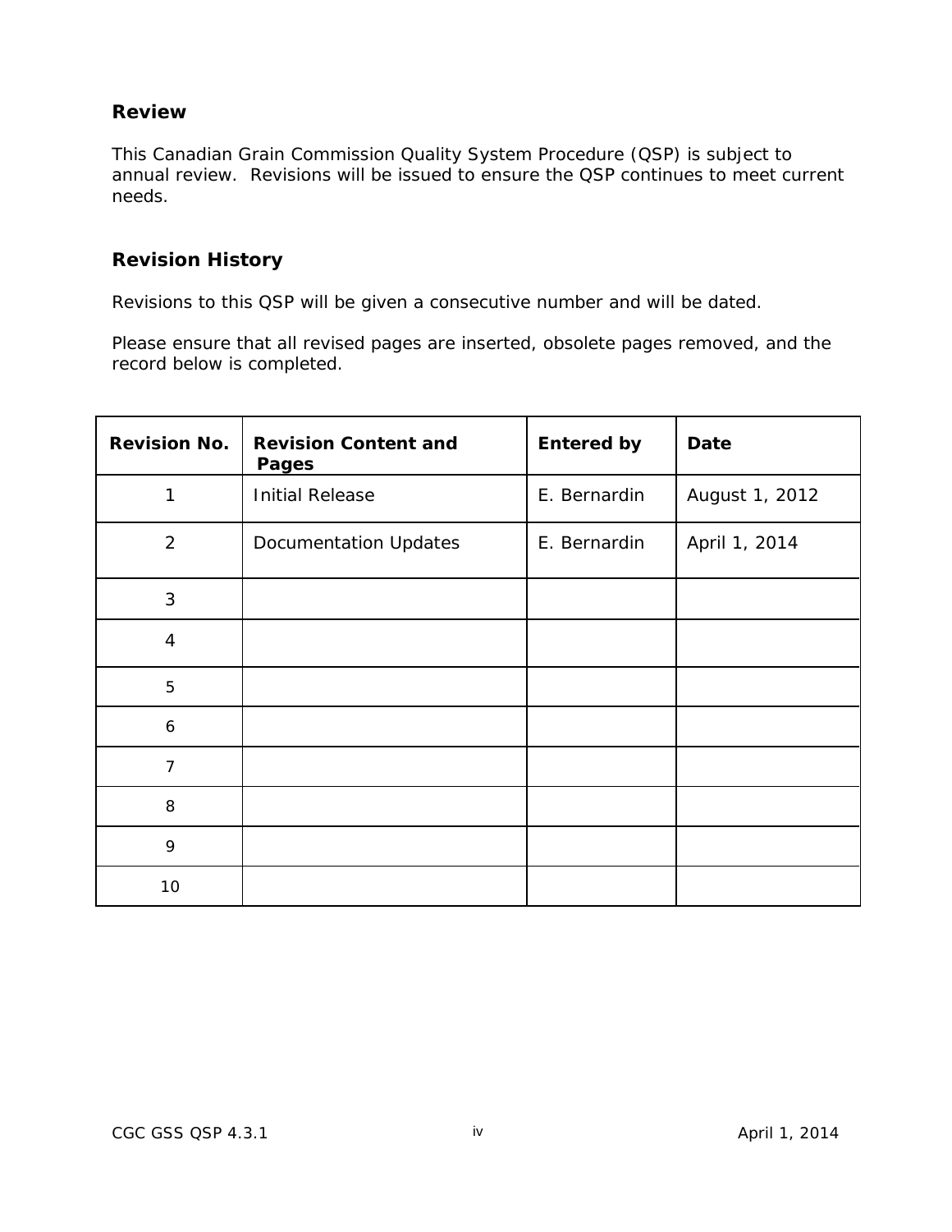## Review

This Canadian Grain Commission Quality System Procedure (QSP) is subject to annual review. Revisions will be issued to ensure the QSP continues to meet current needs.

## Revision History

Revisions to this QSP will be given a consecutive number and will be dated.

Please ensure that all revised pages are inserted, obsolete pages removed, and the record below is completed.

| Revision No. | Revision Content and Pages | Entered by | Date |
|---|---|---|---|
| 1 | Initial Release | E. Bernardin | August 1, 2012 |
| 2 | Documentation Updates | E. Bernardin | April 1, 2014 |
| 3 | | | |
| 4 | | | |
| 5 | | | |
| 6 | | | |
| 7 | | | |
| 8 | | | |
| 9 | | | |
| 10 | | | |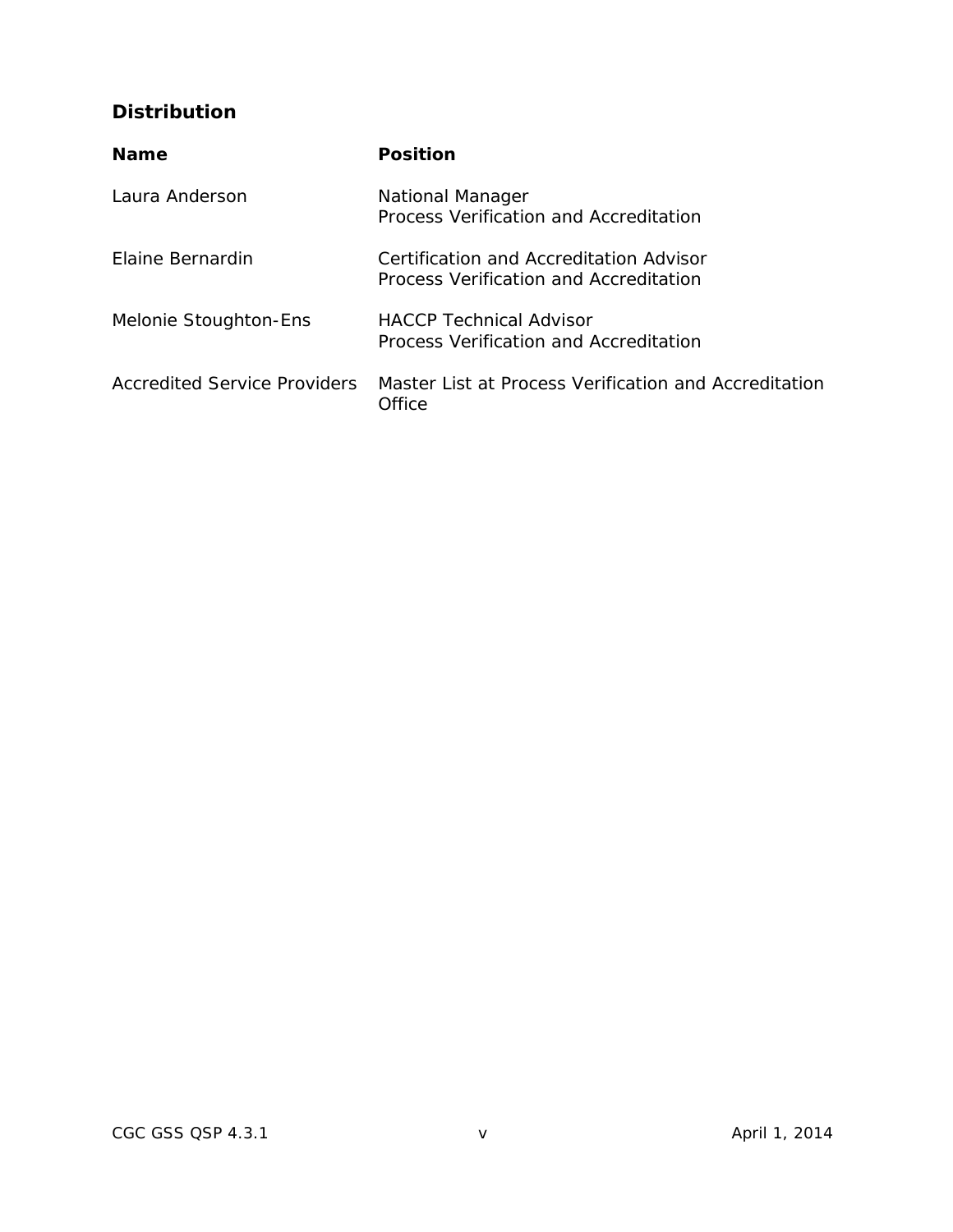## Distribution

| Name | Position |
| --- | --- |
| Laura Anderson | National Manager<br>Process Verification and Accreditation |
| Elaine Bernardin | Certification and Accreditation Advisor<br>Process Verification and Accreditation |
| Melonie Stoughton-Ens | HACCP Technical Advisor<br>Process Verification and Accreditation |
| Accredited Service Providers | Master List at Process Verification and Accreditation Office |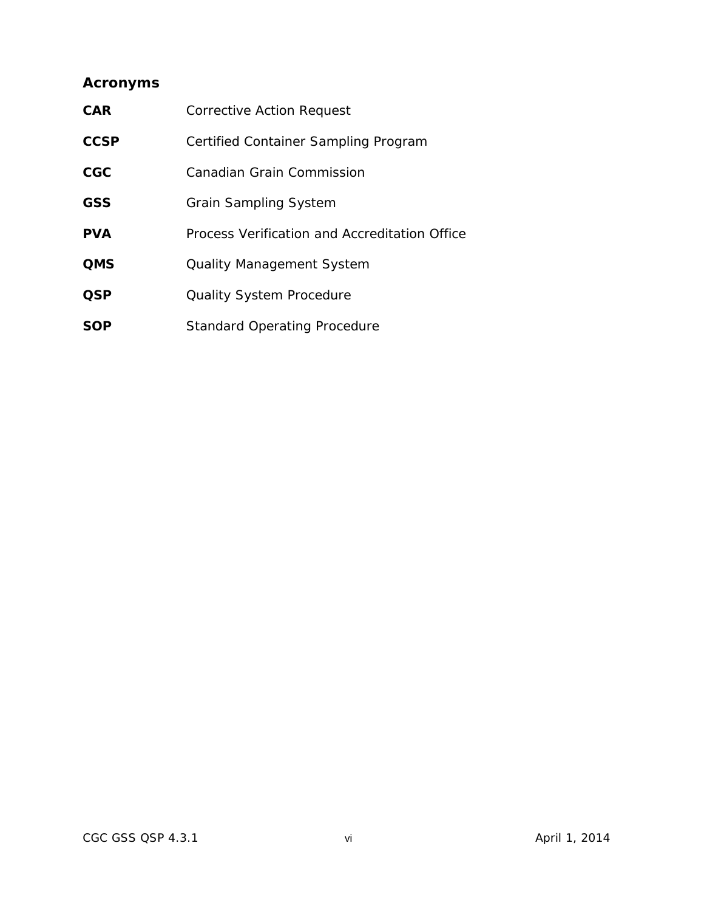## Acronyms

| | |
|---|---|
| **CAR** | Corrective Action Request |
| **CCSP** | Certified Container Sampling Program |
| **CGC** | Canadian Grain Commission |
| **GSS** | Grain Sampling System |
| **PVA** | Process Verification and Accreditation Office |
| **QMS** | Quality Management System |
| **QSP** | Quality System Procedure |
| **SOP** | Standard Operating Procedure |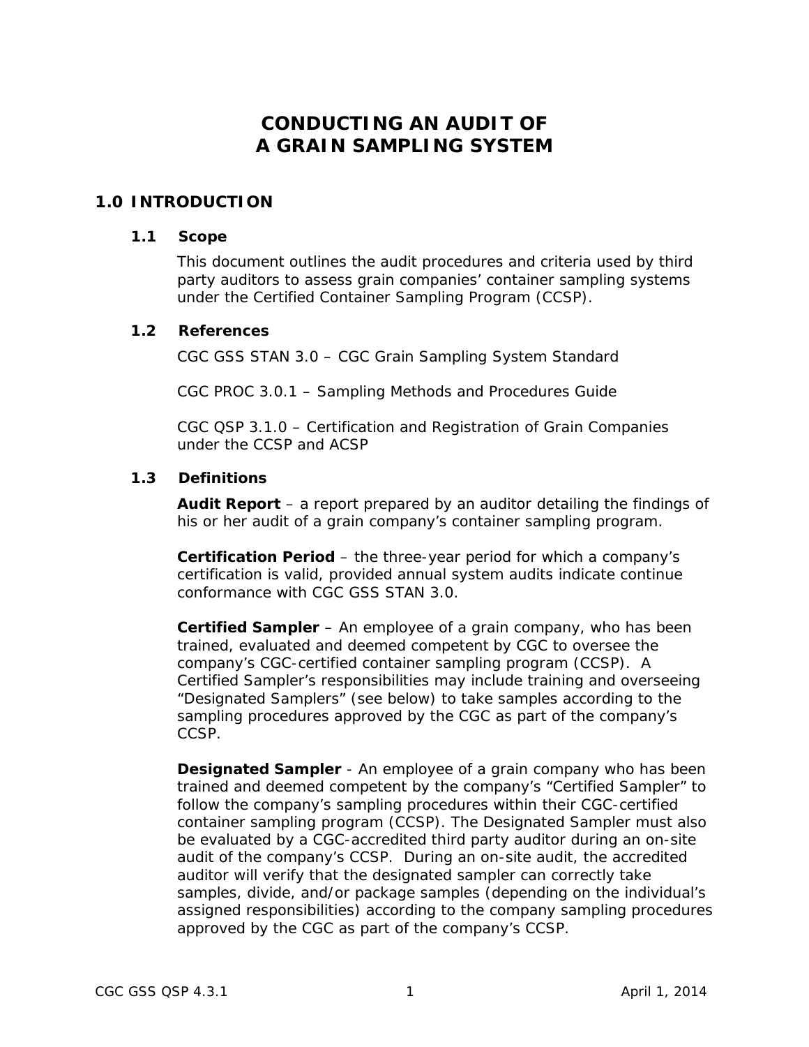# CONDUCTING AN AUDIT OF A GRAIN SAMPLING SYSTEM

## 1.0 INTRODUCTION

### 1.1 Scope

This document outlines the audit procedures and criteria used by third party auditors to assess grain companies' container sampling systems under the Certified Container Sampling Program (CCSP).

### 1.2 References

CGC GSS STAN 3.0 – CGC Grain Sampling System Standard

CGC PROC 3.0.1 – Sampling Methods and Procedures Guide

CGC QSP 3.1.0 – Certification and Registration of Grain Companies under the CCSP and ACSP

### 1.3 Definitions

**Audit Report** – a report prepared by an auditor detailing the findings of his or her audit of a grain company's container sampling program.

**Certification Period** – the three-year period for which a company's certification is valid, provided annual system audits indicate continue conformance with CGC GSS STAN 3.0.

**Certified Sampler** – An employee of a grain company, who has been trained, evaluated and deemed competent by CGC to oversee the company's CGC-certified container sampling program (CCSP). A Certified Sampler's responsibilities may include training and overseeing "Designated Samplers" (see below) to take samples according to the sampling procedures approved by the CGC as part of the company's CCSP.

**Designated Sampler** - An employee of a grain company who has been trained and deemed competent by the company's "Certified Sampler" to follow the company's sampling procedures within their CGC-certified container sampling program (CCSP). The Designated Sampler must also be evaluated by a CGC-accredited third party auditor during an on-site audit of the company's CCSP. During an on-site audit, the accredited auditor will verify that the designated sampler can correctly take samples, divide, and/or package samples (depending on the individual's assigned responsibilities) according to the company sampling procedures approved by the CGC as part of the company's CCSP.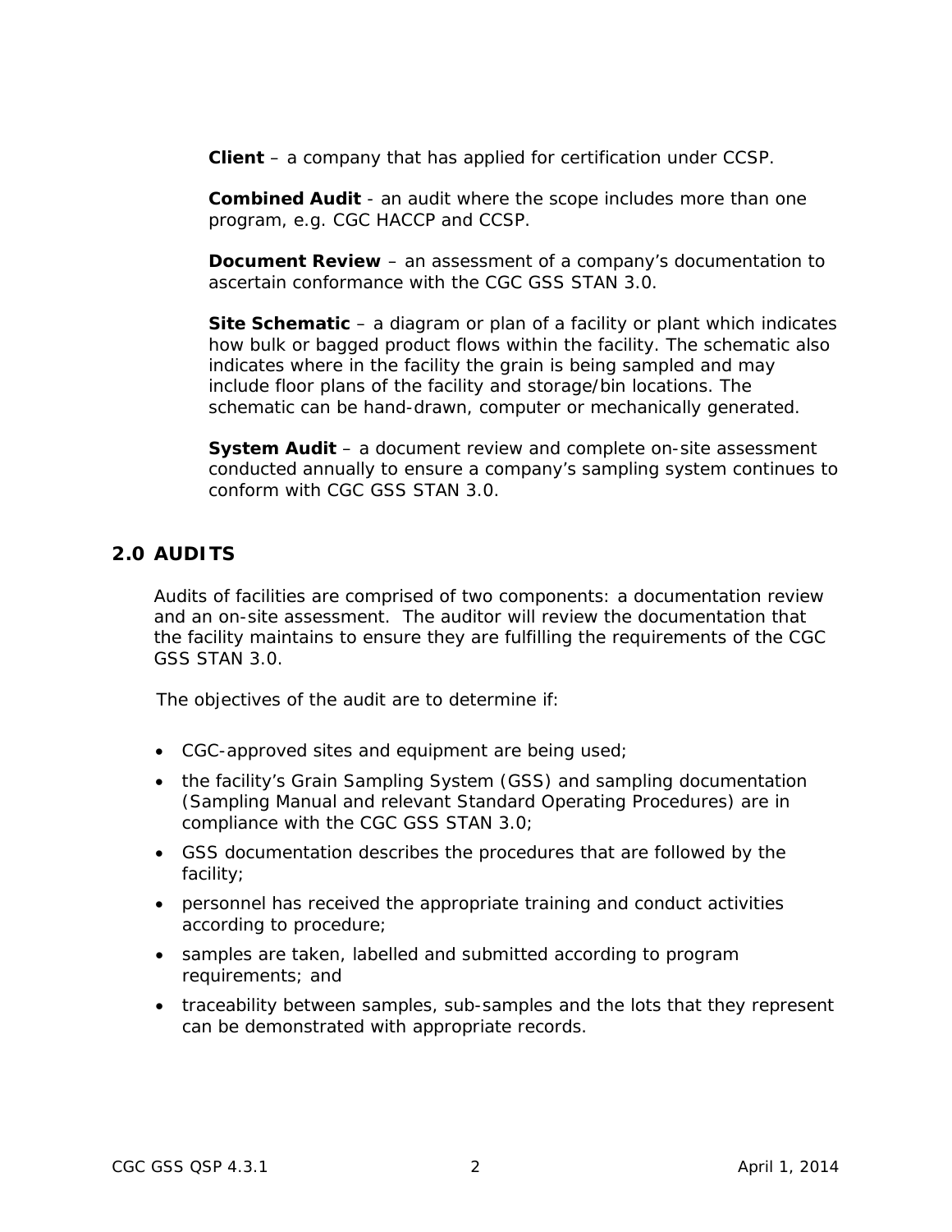**Client** – a company that has applied for certification under CCSP.

**Combined Audit** - an audit where the scope includes more than one program, e.g. CGC HACCP and CCSP.

**Document Review** – an assessment of a company's documentation to ascertain conformance with the CGC GSS STAN 3.0.

**Site Schematic** – a diagram or plan of a facility or plant which indicates how bulk or bagged product flows within the facility. The schematic also indicates where in the facility the grain is being sampled and may include floor plans of the facility and storage/bin locations. The schematic can be hand-drawn, computer or mechanically generated.

**System Audit** – a document review and complete on-site assessment conducted annually to ensure a company's sampling system continues to conform with CGC GSS STAN 3.0.

## 2.0 AUDITS

Audits of facilities are comprised of two components: a documentation review and an on-site assessment. The auditor will review the documentation that the facility maintains to ensure they are fulfilling the requirements of the CGC GSS STAN 3.0.

The objectives of the audit are to determine if:

- CGC-approved sites and equipment are being used;
- the facility's Grain Sampling System (GSS) and sampling documentation (Sampling Manual and relevant Standard Operating Procedures) are in compliance with the CGC GSS STAN 3.0;
- GSS documentation describes the procedures that are followed by the facility;
- personnel has received the appropriate training and conduct activities according to procedure;
- samples are taken, labelled and submitted according to program requirements; and
- traceability between samples, sub-samples and the lots that they represent can be demonstrated with appropriate records.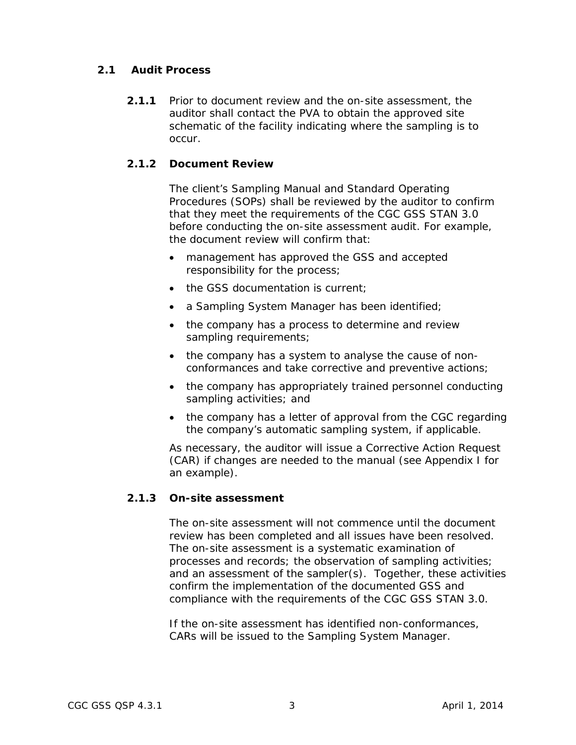## 2.1 Audit Process

**2.1.1** Prior to document review and the on-site assessment, the auditor shall contact the PVA to obtain the approved site schematic of the facility indicating where the sampling is to occur.

### 2.1.2 Document Review

The client's Sampling Manual and Standard Operating Procedures (SOPs) shall be reviewed by the auditor to confirm that they meet the requirements of the CGC GSS STAN 3.0 before conducting the on-site assessment audit. For example, the document review will confirm that:

- management has approved the GSS and accepted responsibility for the process;
- the GSS documentation is current;
- a Sampling System Manager has been identified;
- the company has a process to determine and review sampling requirements;
- the company has a system to analyse the cause of non-conformances and take corrective and preventive actions;
- the company has appropriately trained personnel conducting sampling activities; and
- the company has a letter of approval from the CGC regarding the company's automatic sampling system, if applicable.

As necessary, the auditor will issue a Corrective Action Request (CAR) if changes are needed to the manual (see Appendix I for an example).

### 2.1.3 On-site assessment

The on-site assessment will not commence until the document review has been completed and all issues have been resolved. The on-site assessment is a systematic examination of processes and records; the observation of sampling activities; and an assessment of the sampler(s). Together, these activities confirm the implementation of the documented GSS and compliance with the requirements of the CGC GSS STAN 3.0.

If the on-site assessment has identified non-conformances, CARs will be issued to the Sampling System Manager.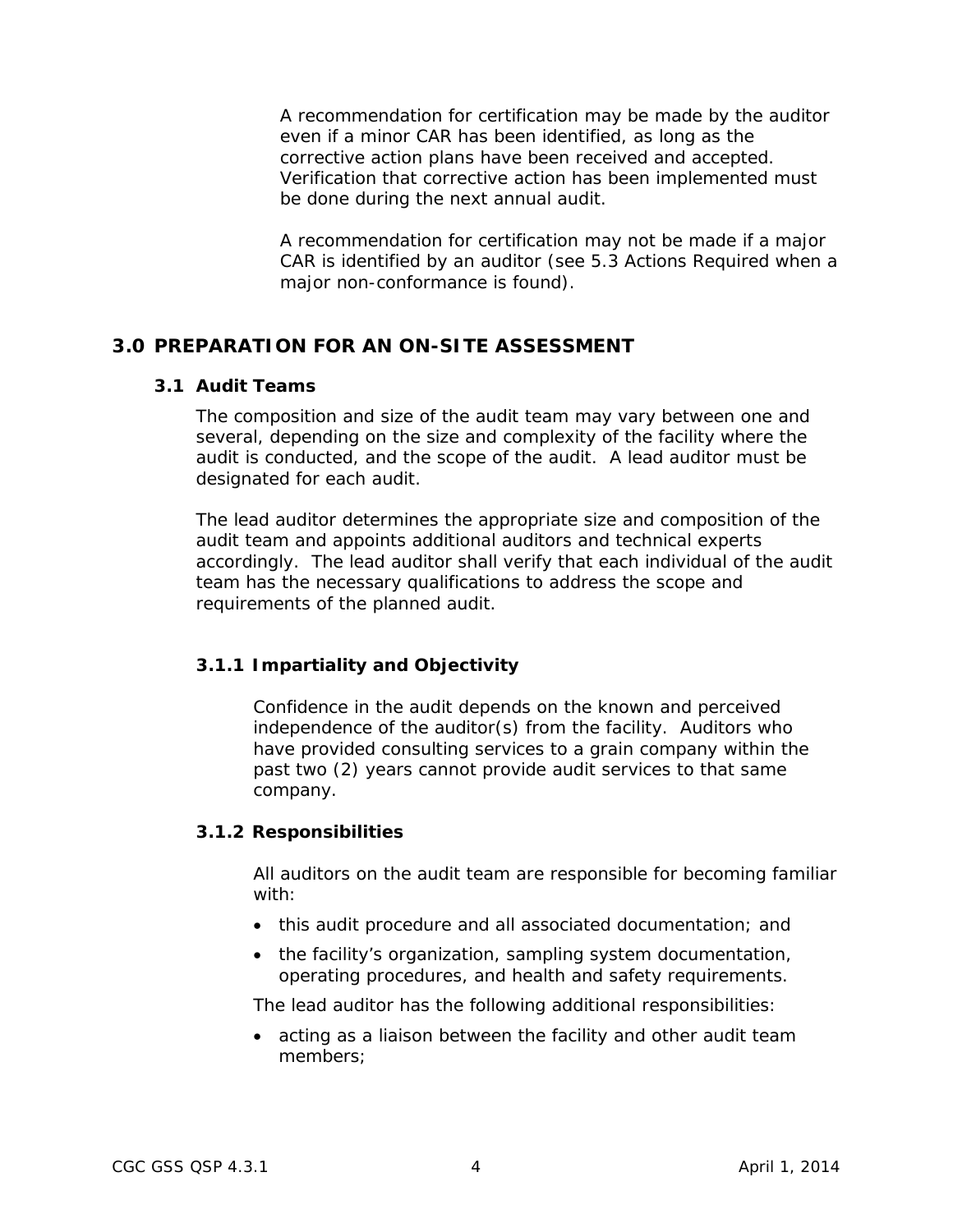A recommendation for certification may be made by the auditor even if a minor CAR has been identified, as long as the corrective action plans have been received and accepted. Verification that corrective action has been implemented must be done during the next annual audit.

A recommendation for certification may not be made if a major CAR is identified by an auditor (see 5.3 Actions Required when a major non-conformance is found).

# 3.0 PREPARATION FOR AN ON-SITE ASSESSMENT

## 3.1 Audit Teams

The composition and size of the audit team may vary between one and several, depending on the size and complexity of the facility where the audit is conducted, and the scope of the audit. A lead auditor must be designated for each audit.

The lead auditor determines the appropriate size and composition of the audit team and appoints additional auditors and technical experts accordingly. The lead auditor shall verify that each individual of the audit team has the necessary qualifications to address the scope and requirements of the planned audit.

### 3.1.1 Impartiality and Objectivity

Confidence in the audit depends on the known and perceived independence of the auditor(s) from the facility. Auditors who have provided consulting services to a grain company within the past two (2) years cannot provide audit services to that same company.

### 3.1.2 Responsibilities

All auditors on the audit team are responsible for becoming familiar with:

- this audit procedure and all associated documentation; and
- the facility's organization, sampling system documentation, operating procedures, and health and safety requirements.

The lead auditor has the following additional responsibilities:

- acting as a liaison between the facility and other audit team members;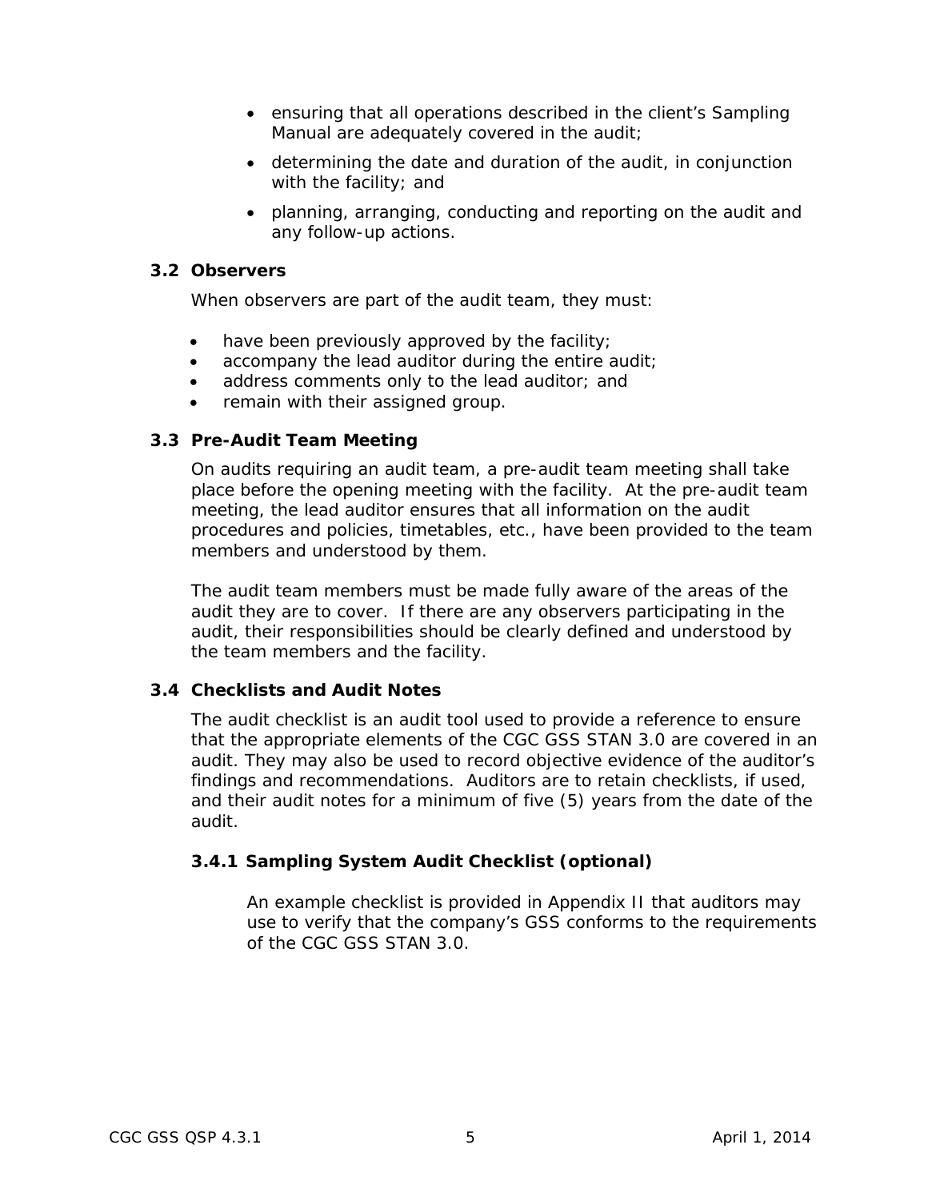- ensuring that all operations described in the client's Sampling Manual are adequately covered in the audit;
- determining the date and duration of the audit, in conjunction with the facility; and
- planning, arranging, conducting and reporting on the audit and any follow-up actions.

## 3.2 Observers

When observers are part of the audit team, they must:

- have been previously approved by the facility;
- accompany the lead auditor during the entire audit;
- address comments only to the lead auditor; and
- remain with their assigned group.

## 3.3 Pre-Audit Team Meeting

On audits requiring an audit team, a pre-audit team meeting shall take place before the opening meeting with the facility. At the pre-audit team meeting, the lead auditor ensures that all information on the audit procedures and policies, timetables, etc., have been provided to the team members and understood by them.

The audit team members must be made fully aware of the areas of the audit they are to cover. If there are any observers participating in the audit, their responsibilities should be clearly defined and understood by the team members and the facility.

## 3.4 Checklists and Audit Notes

The audit checklist is an audit tool used to provide a reference to ensure that the appropriate elements of the CGC GSS STAN 3.0 are covered in an audit. They may also be used to record objective evidence of the auditor's findings and recommendations. Auditors are to retain checklists, if used, and their audit notes for a minimum of five (5) years from the date of the audit.

### 3.4.1 Sampling System Audit Checklist (optional)

An example checklist is provided in Appendix II that auditors may use to verify that the company's GSS conforms to the requirements of the CGC GSS STAN 3.0.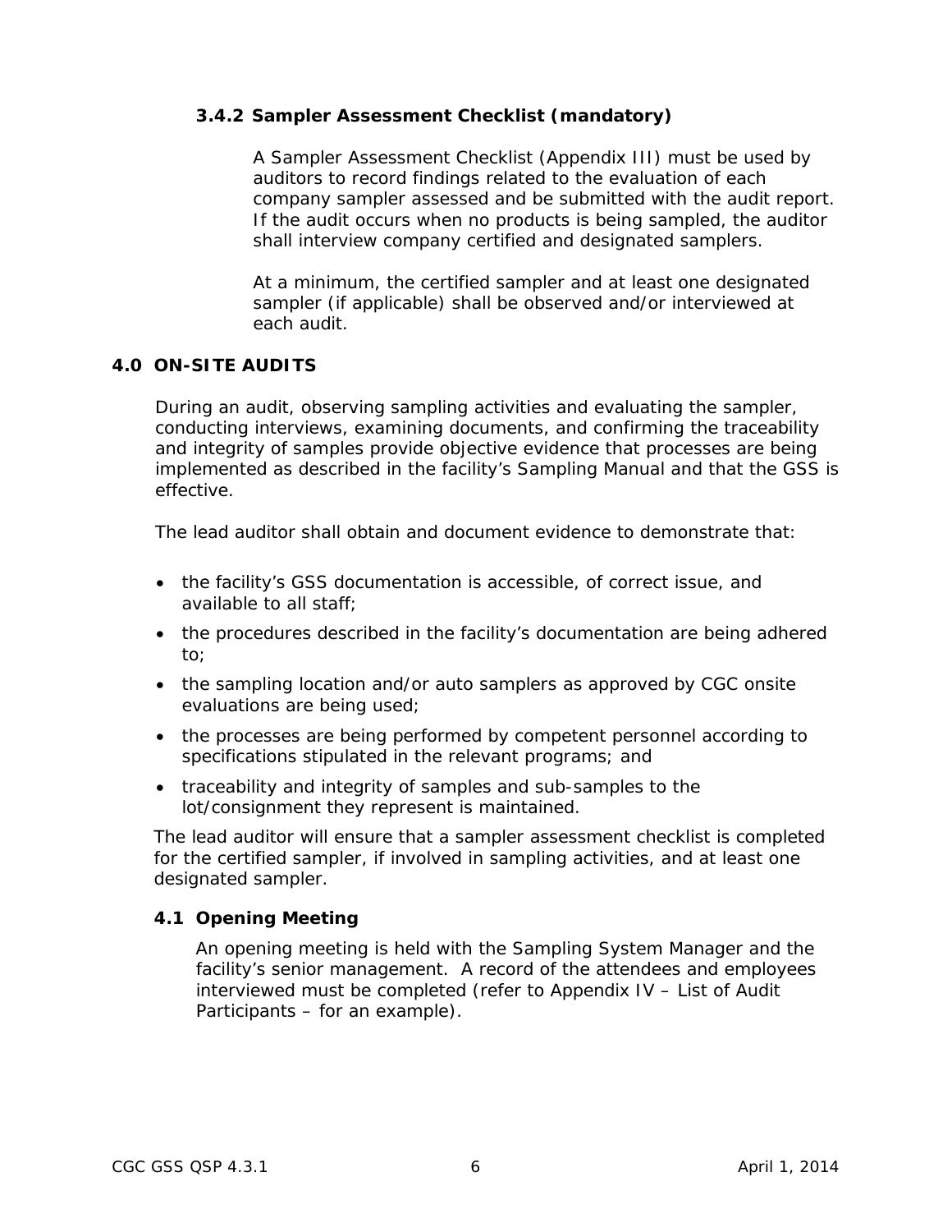### 3.4.2 Sampler Assessment Checklist (mandatory)

A Sampler Assessment Checklist (Appendix III) must be used by auditors to record findings related to the evaluation of each company sampler assessed and be submitted with the audit report. If the audit occurs when no products is being sampled, the auditor shall interview company certified and designated samplers.

At a minimum, the certified sampler and at least one designated sampler (if applicable) shall be observed and/or interviewed at each audit.

## 4.0 ON-SITE AUDITS

During an audit, observing sampling activities and evaluating the sampler, conducting interviews, examining documents, and confirming the traceability and integrity of samples provide objective evidence that processes are being implemented as described in the facility's Sampling Manual and that the GSS is effective.

The lead auditor shall obtain and document evidence to demonstrate that:

- the facility's GSS documentation is accessible, of correct issue, and available to all staff;
- the procedures described in the facility's documentation are being adhered to;
- the sampling location and/or auto samplers as approved by CGC onsite evaluations are being used;
- the processes are being performed by competent personnel according to specifications stipulated in the relevant programs; and
- traceability and integrity of samples and sub-samples to the lot/consignment they represent is maintained.

The lead auditor will ensure that a sampler assessment checklist is completed for the certified sampler, if involved in sampling activities, and at least one designated sampler.

### 4.1 Opening Meeting

An opening meeting is held with the Sampling System Manager and the facility's senior management. A record of the attendees and employees interviewed must be completed (refer to Appendix IV – List of Audit Participants – for an example).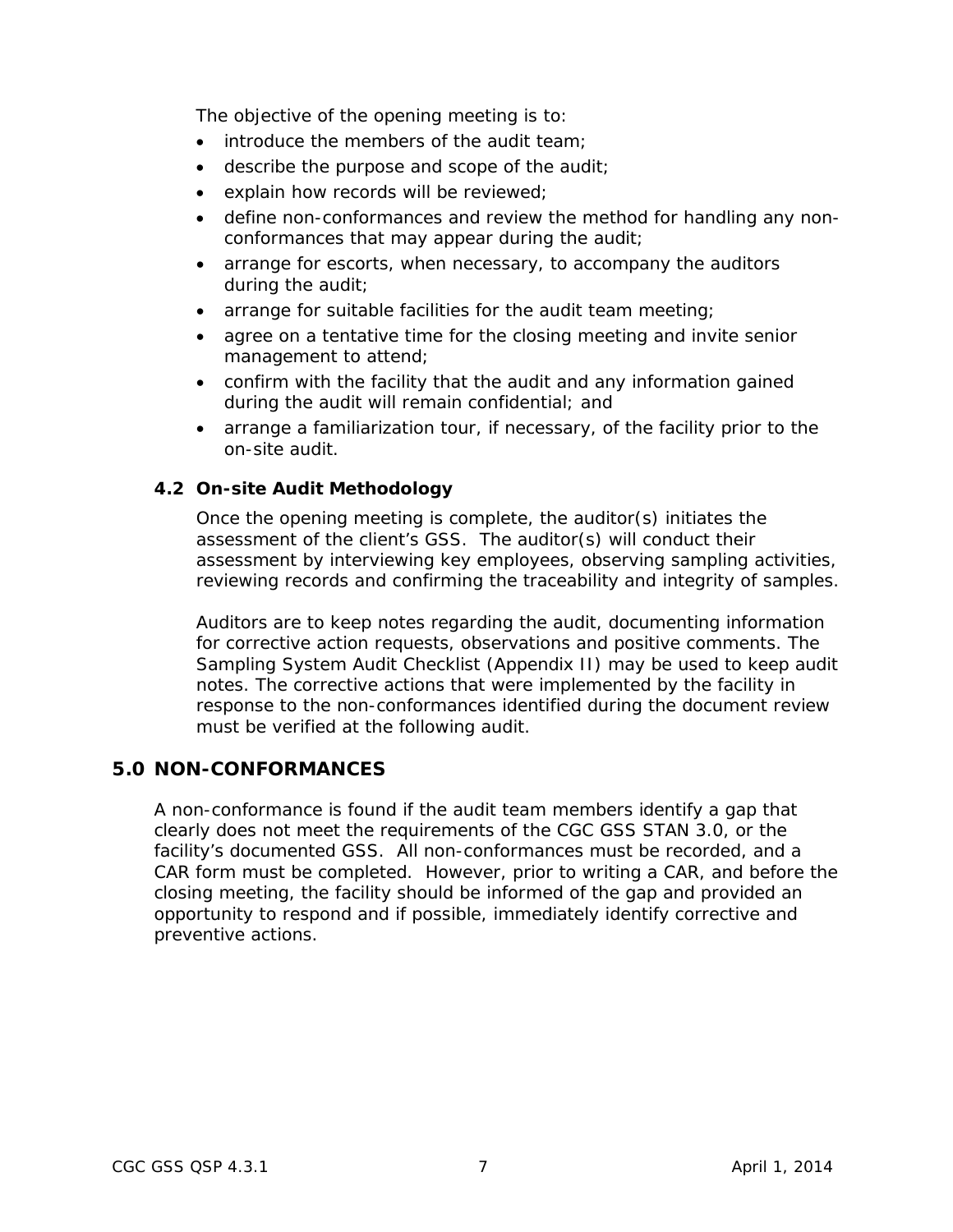The objective of the opening meeting is to:

- introduce the members of the audit team;
- describe the purpose and scope of the audit;
- explain how records will be reviewed;
- define non-conformances and review the method for handling any non-conformances that may appear during the audit;
- arrange for escorts, when necessary, to accompany the auditors during the audit;
- arrange for suitable facilities for the audit team meeting;
- agree on a tentative time for the closing meeting and invite senior management to attend;
- confirm with the facility that the audit and any information gained during the audit will remain confidential; and
- arrange a familiarization tour, if necessary, of the facility prior to the on-site audit.

### 4.2 On-site Audit Methodology

Once the opening meeting is complete, the auditor(s) initiates the assessment of the client's GSS. The auditor(s) will conduct their assessment by interviewing key employees, observing sampling activities, reviewing records and confirming the traceability and integrity of samples.

Auditors are to keep notes regarding the audit, documenting information for corrective action requests, observations and positive comments. The Sampling System Audit Checklist (Appendix II) may be used to keep audit notes. The corrective actions that were implemented by the facility in response to the non-conformances identified during the document review must be verified at the following audit.

## 5.0 NON-CONFORMANCES

A non-conformance is found if the audit team members identify a gap that clearly does not meet the requirements of the CGC GSS STAN 3.0, or the facility's documented GSS. All non-conformances must be recorded, and a CAR form must be completed. However, prior to writing a CAR, and before the closing meeting, the facility should be informed of the gap and provided an opportunity to respond and if possible, immediately identify corrective and preventive actions.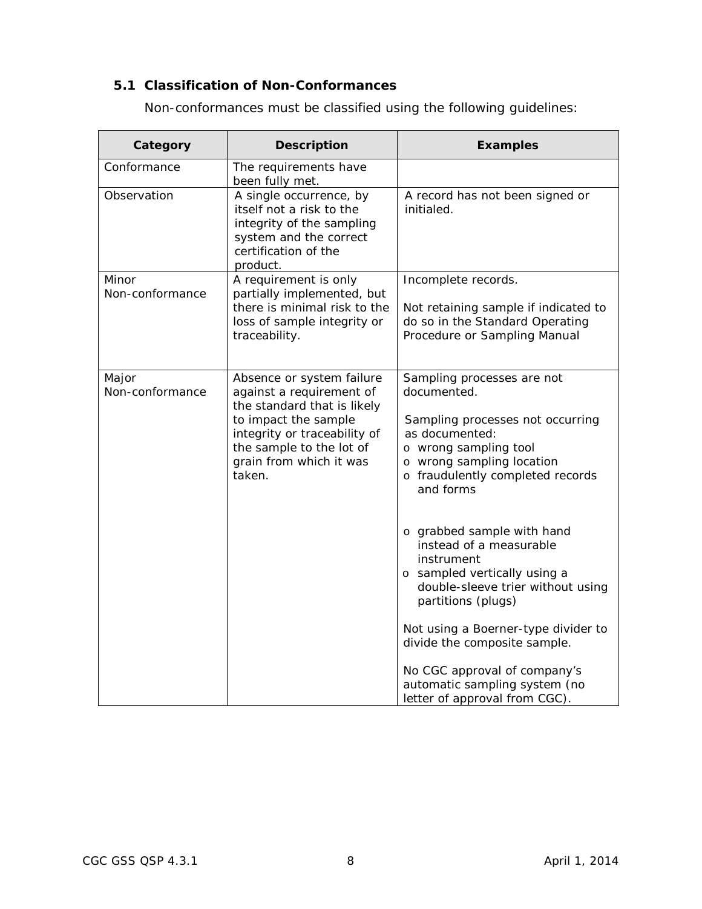### 5.1 Classification of Non-Conformances

Non-conformances must be classified using the following guidelines:

| Category | Description | Examples |
|---|---|---|
| Conformance | The requirements have been fully met. | |
| Observation | A single occurrence, by itself not a risk to the integrity of the sampling system and the correct certification of the product. | A record has not been signed or initialed. |
| Minor Non-conformance | A requirement is only partially implemented, but there is minimal risk to the loss of sample integrity or traceability. | Incomplete records.<br><br>Not retaining sample if indicated to do so in the Standard Operating Procedure or Sampling Manual |
| Major Non-conformance | Absence or system failure against a requirement of the standard that is likely to impact the sample integrity or traceability of the sample to the lot of grain from which it was taken. | Sampling processes are not documented.<br><br>Sampling processes not occurring as documented:<br>o wrong sampling tool<br>o wrong sampling location<br>o fraudulently completed records and forms<br>o grabbed sample with hand instead of a measurable instrument<br>o sampled vertically using a double-sleeve trier without using partitions (plugs)<br><br>Not using a Boerner-type divider to divide the composite sample.<br><br>No CGC approval of company's automatic sampling system (no letter of approval from CGC). |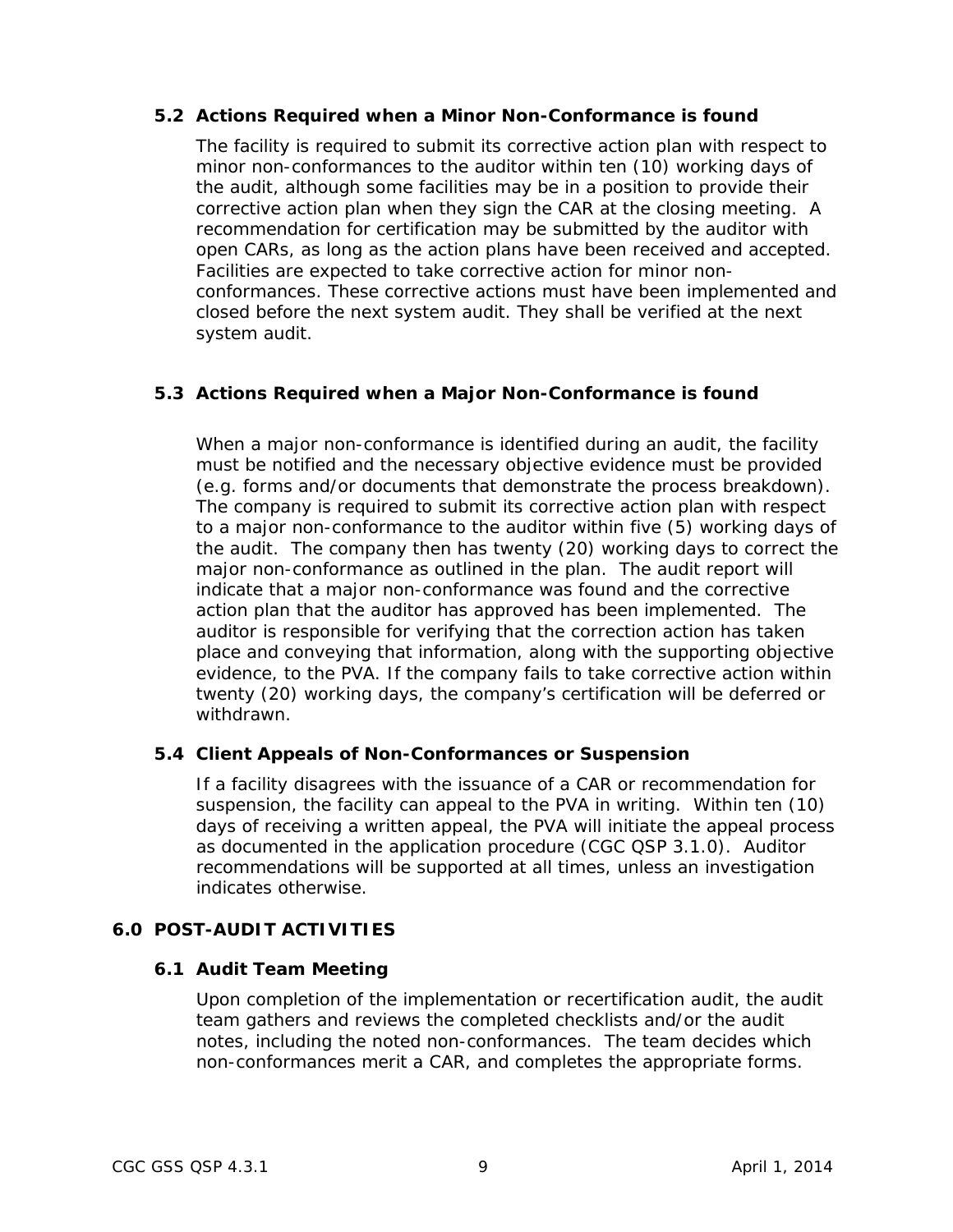### 5.2 Actions Required when a Minor Non-Conformance is found

The facility is required to submit its corrective action plan with respect to minor non-conformances to the auditor within ten (10) working days of the audit, although some facilities may be in a position to provide their corrective action plan when they sign the CAR at the closing meeting. A recommendation for certification may be submitted by the auditor with open CARs, as long as the action plans have been received and accepted. Facilities are expected to take corrective action for minor non-conformances. These corrective actions must have been implemented and closed before the next system audit. They shall be verified at the next system audit.

### 5.3 Actions Required when a Major Non-Conformance is found

When a major non-conformance is identified during an audit, the facility must be notified and the necessary objective evidence must be provided (e.g. forms and/or documents that demonstrate the process breakdown). The company is required to submit its corrective action plan with respect to a major non-conformance to the auditor within five (5) working days of the audit. The company then has twenty (20) working days to correct the major non-conformance as outlined in the plan. The audit report will indicate that a major non-conformance was found and the corrective action plan that the auditor has approved has been implemented. The auditor is responsible for verifying that the correction action has taken place and conveying that information, along with the supporting objective evidence, to the PVA. If the company fails to take corrective action within twenty (20) working days, the company's certification will be deferred or withdrawn.

### 5.4 Client Appeals of Non-Conformances or Suspension

If a facility disagrees with the issuance of a CAR or recommendation for suspension, the facility can appeal to the PVA in writing. Within ten (10) days of receiving a written appeal, the PVA will initiate the appeal process as documented in the application procedure (CGC QSP 3.1.0). Auditor recommendations will be supported at all times, unless an investigation indicates otherwise.

## 6.0 POST-AUDIT ACTIVITIES

### 6.1 Audit Team Meeting

Upon completion of the implementation or recertification audit, the audit team gathers and reviews the completed checklists and/or the audit notes, including the noted non-conformances. The team decides which non-conformances merit a CAR, and completes the appropriate forms.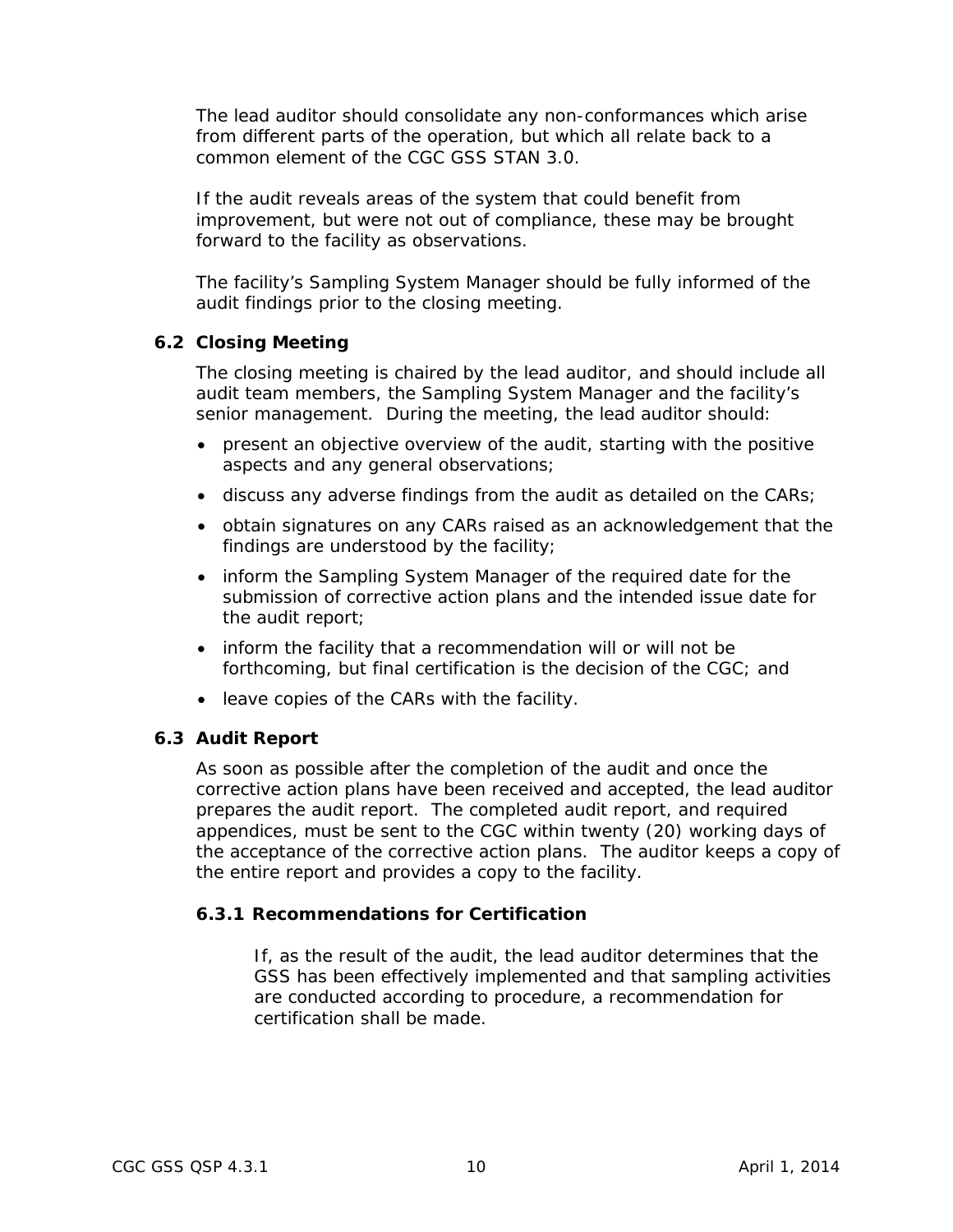The lead auditor should consolidate any non-conformances which arise from different parts of the operation, but which all relate back to a common element of the CGC GSS STAN 3.0.

If the audit reveals areas of the system that could benefit from improvement, but were not out of compliance, these may be brought forward to the facility as observations.

The facility's Sampling System Manager should be fully informed of the audit findings prior to the closing meeting.

## 6.2 Closing Meeting

The closing meeting is chaired by the lead auditor, and should include all audit team members, the Sampling System Manager and the facility's senior management. During the meeting, the lead auditor should:

- present an objective overview of the audit, starting with the positive aspects and any general observations;
- discuss any adverse findings from the audit as detailed on the CARs;
- obtain signatures on any CARs raised as an acknowledgement that the findings are understood by the facility;
- inform the Sampling System Manager of the required date for the submission of corrective action plans and the intended issue date for the audit report;
- inform the facility that a recommendation will or will not be forthcoming, but final certification is the decision of the CGC; and
- leave copies of the CARs with the facility.

## 6.3 Audit Report

As soon as possible after the completion of the audit and once the corrective action plans have been received and accepted, the lead auditor prepares the audit report. The completed audit report, and required appendices, must be sent to the CGC within twenty (20) working days of the acceptance of the corrective action plans. The auditor keeps a copy of the entire report and provides a copy to the facility.

### 6.3.1 Recommendations for Certification

If, as the result of the audit, the lead auditor determines that the GSS has been effectively implemented and that sampling activities are conducted according to procedure, a recommendation for certification shall be made.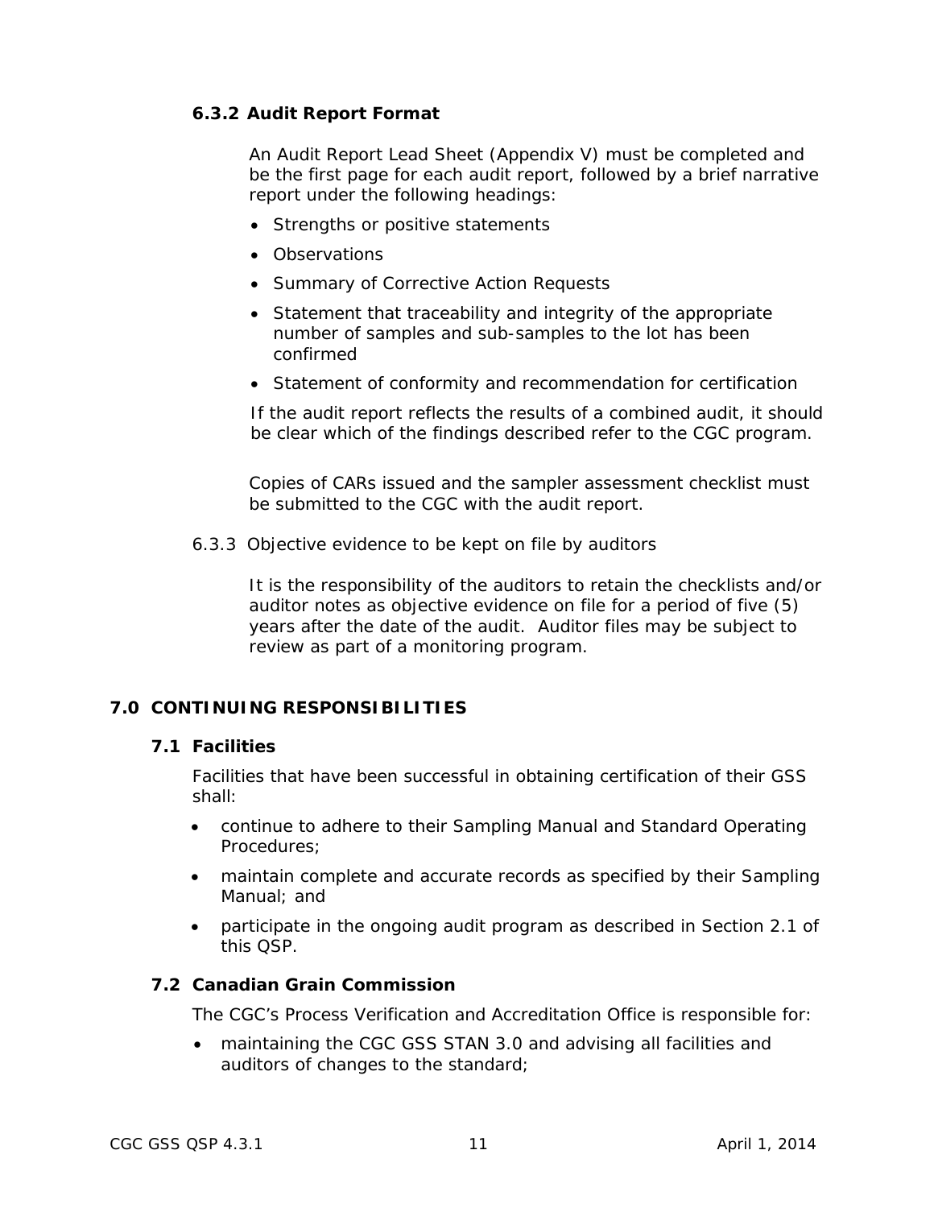### 6.3.2 Audit Report Format

An Audit Report Lead Sheet (Appendix V) must be completed and be the first page for each audit report, followed by a brief narrative report under the following headings:

- Strengths or positive statements
- Observations
- Summary of Corrective Action Requests
- Statement that traceability and integrity of the appropriate number of samples and sub-samples to the lot has been confirmed
- Statement of conformity and recommendation for certification

If the audit report reflects the results of a combined audit, it should be clear which of the findings described refer to the CGC program.

Copies of CARs issued and the sampler assessment checklist must be submitted to the CGC with the audit report.

6.3.3 Objective evidence to be kept on file by auditors

It is the responsibility of the auditors to retain the checklists and/or auditor notes as objective evidence on file for a period of five (5) years after the date of the audit. Auditor files may be subject to review as part of a monitoring program.

## 7.0 CONTINUING RESPONSIBILITIES

### 7.1 Facilities

Facilities that have been successful in obtaining certification of their GSS shall:

- continue to adhere to their Sampling Manual and Standard Operating Procedures;
- maintain complete and accurate records as specified by their Sampling Manual; and
- participate in the ongoing audit program as described in Section 2.1 of this QSP.

### 7.2 Canadian Grain Commission

The CGC's Process Verification and Accreditation Office is responsible for:

- maintaining the CGC GSS STAN 3.0 and advising all facilities and auditors of changes to the standard;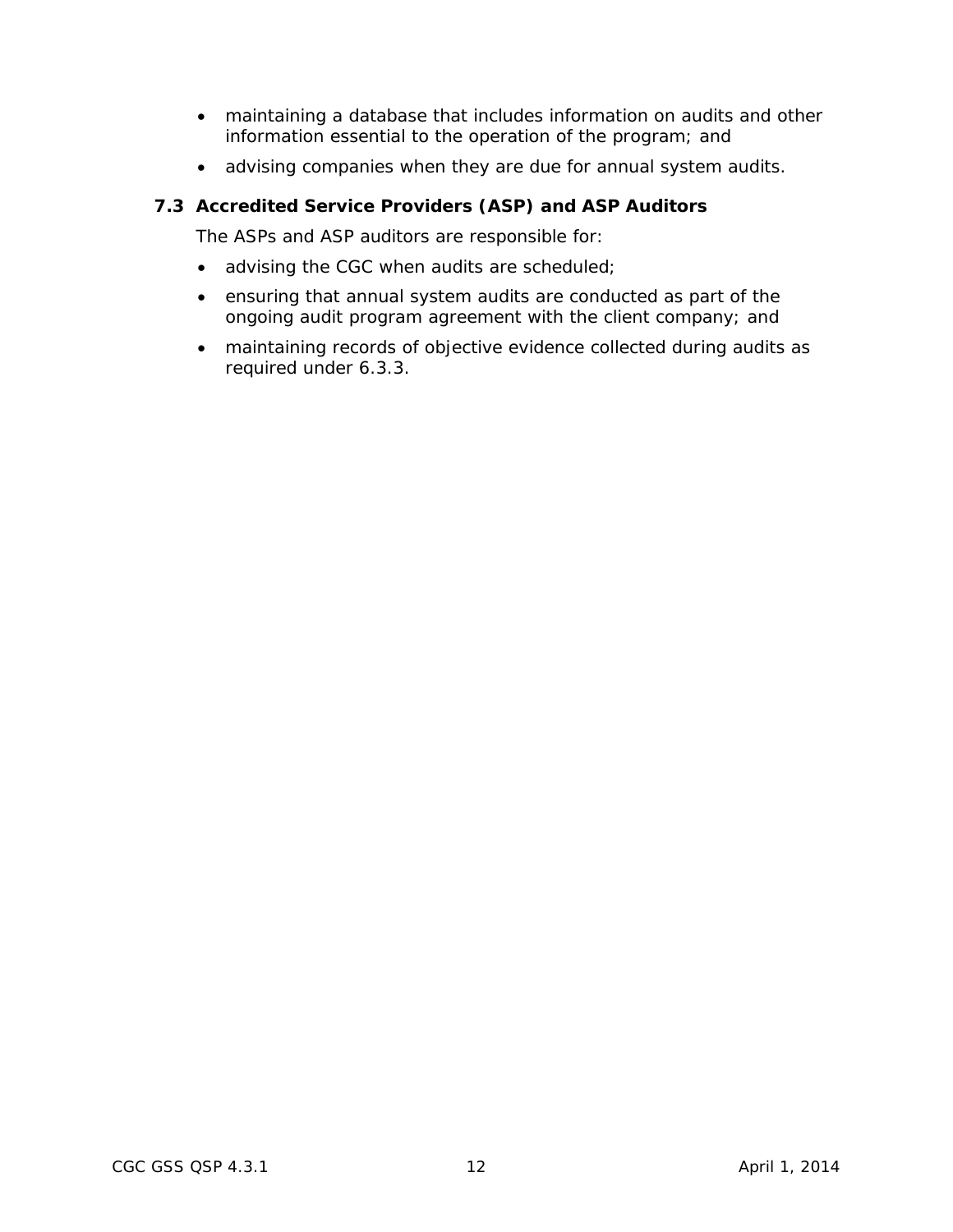- maintaining a database that includes information on audits and other information essential to the operation of the program; and
- advising companies when they are due for annual system audits.

### 7.3 Accredited Service Providers (ASP) and ASP Auditors

The ASPs and ASP auditors are responsible for:

- advising the CGC when audits are scheduled;
- ensuring that annual system audits are conducted as part of the ongoing audit program agreement with the client company; and
- maintaining records of objective evidence collected during audits as required under 6.3.3.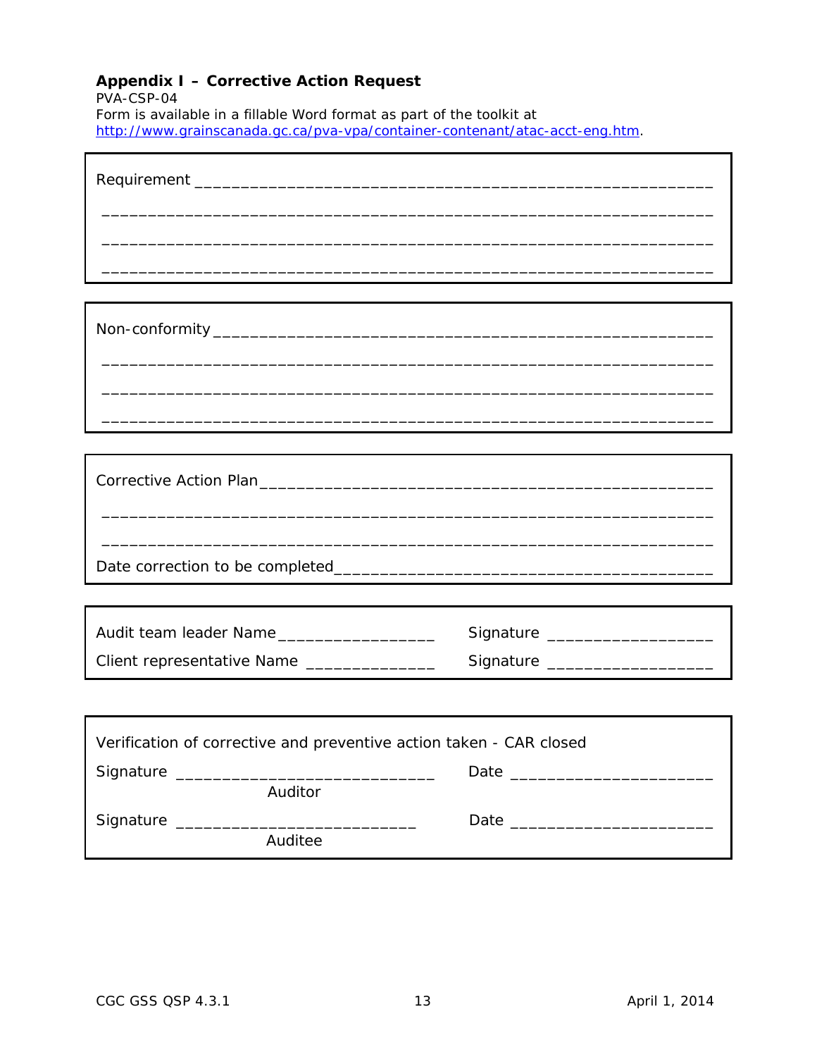**Appendix I – Corrective Action Request**

PVA-CSP-04

Form is available in a fillable Word format as part of the toolkit at [http://www.grainscanada.gc.ca/pva-vpa/container-contenant/atac-acct-eng.htm](http://www.grainscanada.gc.ca/pva-vpa/container-contenant/atac-acct-eng.htm).

Requirement ___________________________________________________________

_______________________________________________________________________

_______________________________________________________________________

_______________________________________________________________________

Non-conformity ________________________________________________________

_______________________________________________________________________

_______________________________________________________________________

_______________________________________________________________________

Corrective Action Plan__________________________________________________

_______________________________________________________________________

_______________________________________________________________________

Date correction to be completed__________________________________________

Audit team leader Name_________________ Signature __________________

Client representative Name ______________ Signature __________________

Verification of corrective and preventive action taken - CAR closed

Signature _____________________________ Date ______________________

Auditor

Signature ____________________________ Date ______________________

Auditee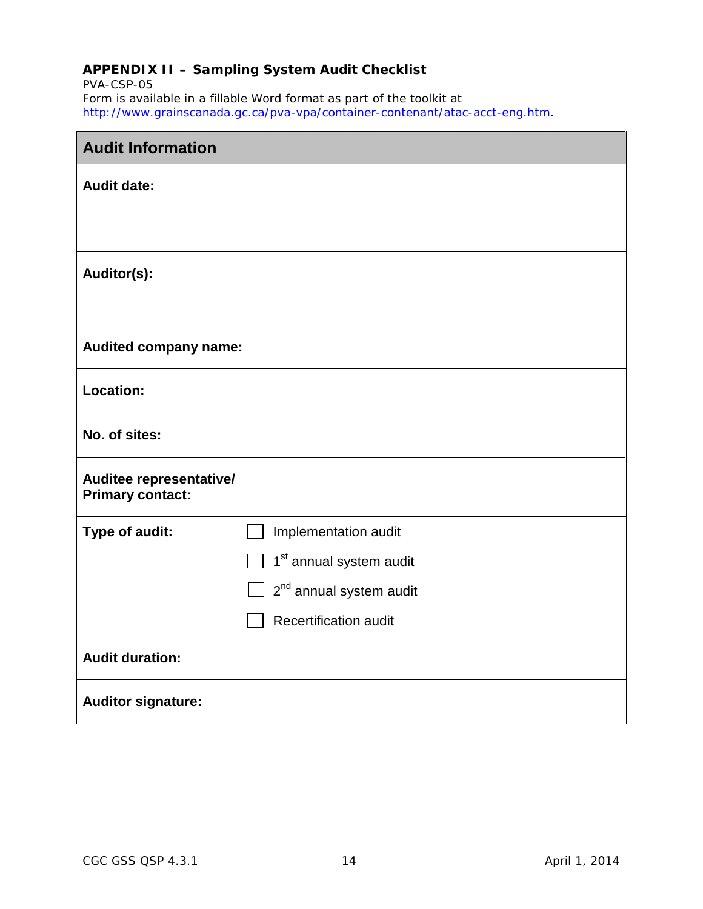### APPENDIX II – Sampling System Audit Checklist

PVA-CSP-05

Form is available in a fillable Word format as part of the toolkit at http://www.grainscanada.gc.ca/pva-vpa/container-contenant/atac-acct-eng.htm.

| Audit Information | |
|---|---|
| **Audit date:** | |
| **Auditor(s):** | |
| **Audited company name:** | |
| **Location:** | |
| **No. of sites:** | |
| **Auditee representative/ Primary contact:** | |
| **Type of audit:** | ☐ Implementation audit<br>☐ 1st annual system audit<br>☐ 2nd annual system audit<br>☐ Recertification audit |
| **Audit duration:** | |
| **Auditor signature:** | |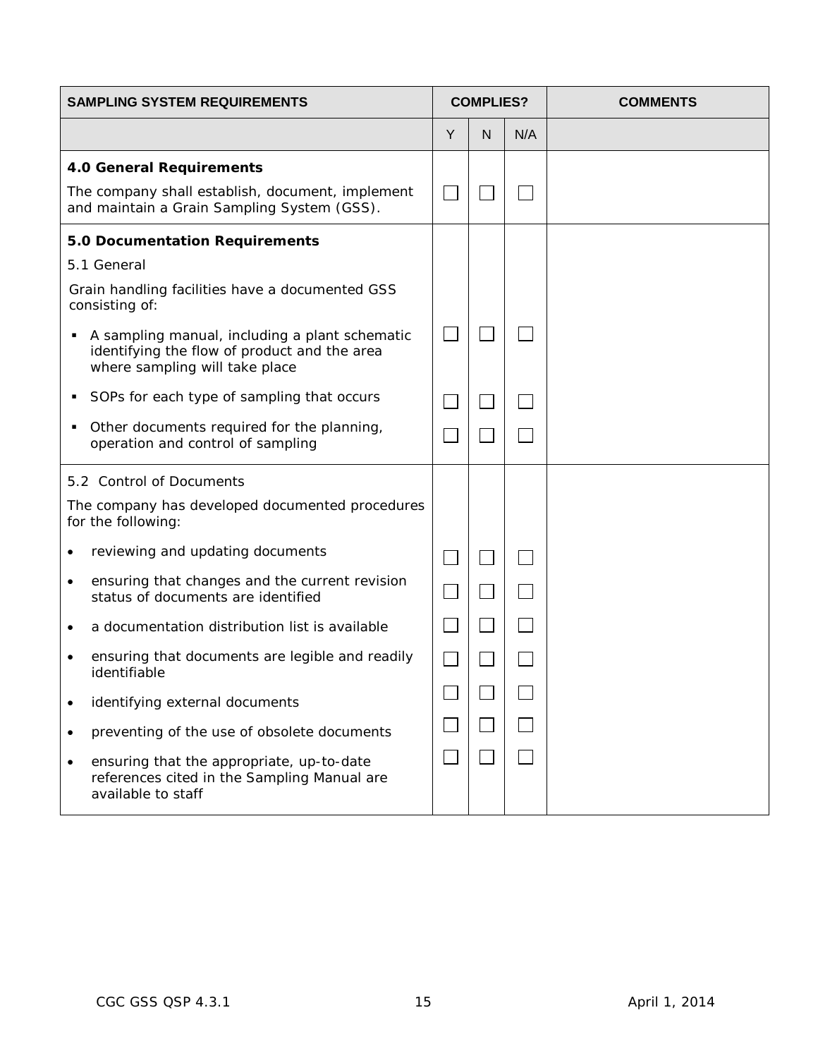| SAMPLING SYSTEM REQUIREMENTS | COMPLIES? | | | COMMENTS |
|---|---|---|---|---|
| | Y | N | N/A | |
| **4.0 General Requirements** | | | | |
| The company shall establish, document, implement and maintain a Grain Sampling System (GSS). | ☐ | ☐ | ☐ | |
| **5.0 Documentation Requirements** | | | | |
| 5.1 General | | | | |
| Grain handling facilities have a documented GSS consisting of: | | | | |
| ▪ A sampling manual, including a plant schematic identifying the flow of product and the area where sampling will take place | ☐ | ☐ | ☐ | |
| ▪ SOPs for each type of sampling that occurs | ☐ | ☐ | ☐ | |
| ▪ Other documents required for the planning, operation and control of sampling | ☐ | ☐ | ☐ | |
| 5.2 Control of Documents | | | | |
| The company has developed documented procedures for the following: | | | | |
| • reviewing and updating documents | ☐ | ☐ | ☐ | |
| • ensuring that changes and the current revision status of documents are identified | ☐ | ☐ | ☐ | |
| • a documentation distribution list is available | ☐ | ☐ | ☐ | |
| • ensuring that documents are legible and readily identifiable | ☐ | ☐ | ☐ | |
| • identifying external documents | ☐ | ☐ | ☐ | |
| • preventing of the use of obsolete documents | ☐ | ☐ | ☐ | |
| • ensuring that the appropriate, up-to-date references cited in the Sampling Manual are available to staff | ☐ | ☐ | ☐ | |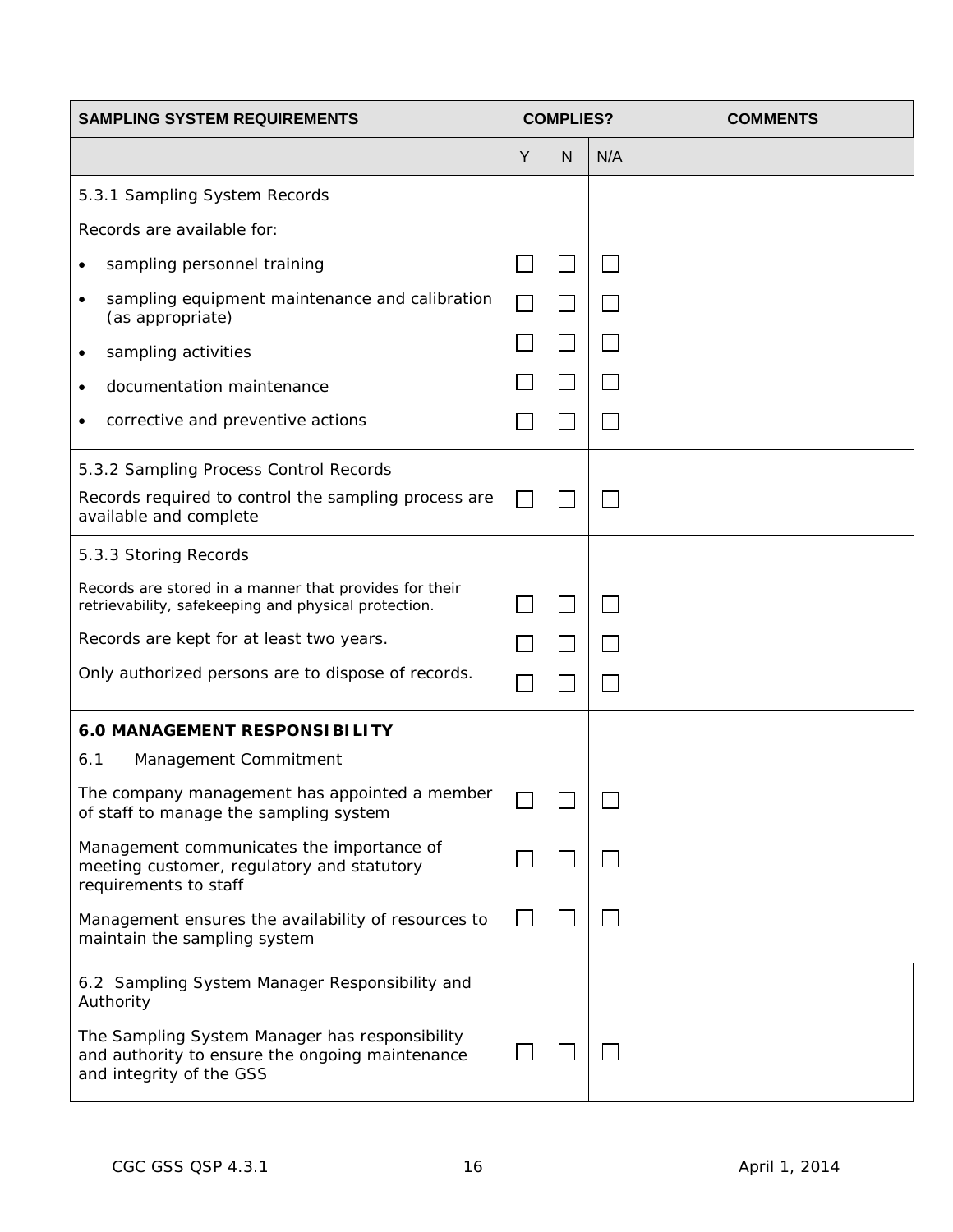| SAMPLING SYSTEM REQUIREMENTS | COMPLIES? | | | COMMENTS |
|---|---|---|---|---|
| | Y | N | N/A | |
| 5.3.1 Sampling System Records | | | | |
| Records are available for: | | | | |
| • sampling personnel training | ☐ | ☐ | ☐ | |
| • sampling equipment maintenance and calibration (as appropriate) | ☐ | ☐ | ☐ | |
| • sampling activities | ☐ | ☐ | ☐ | |
| • documentation maintenance | ☐ | ☐ | ☐ | |
| • corrective and preventive actions | ☐ | ☐ | ☐ | |
| 5.3.2 Sampling Process Control Records | | | | |
| Records required to control the sampling process are available and complete | ☐ | ☐ | ☐ | |
| 5.3.3 Storing Records | | | | |
| Records are stored in a manner that provides for their retrievability, safekeeping and physical protection. | ☐ | ☐ | ☐ | |
| Records are kept for at least two years. | ☐ | ☐ | ☐ | |
| Only authorized persons are to dispose of records. | ☐ | ☐ | ☐ | |
| **6.0 MANAGEMENT RESPONSIBILITY** | | | | |
| 6.1 Management Commitment | | | | |
| The company management has appointed a member of staff to manage the sampling system | ☐ | ☐ | ☐ | |
| Management communicates the importance of meeting customer, regulatory and statutory requirements to staff | ☐ | ☐ | ☐ | |
| Management ensures the availability of resources to maintain the sampling system | ☐ | ☐ | ☐ | |
| 6.2 Sampling System Manager Responsibility and Authority | | | | |
| The Sampling System Manager has responsibility and authority to ensure the ongoing maintenance and integrity of the GSS | ☐ | ☐ | ☐ | |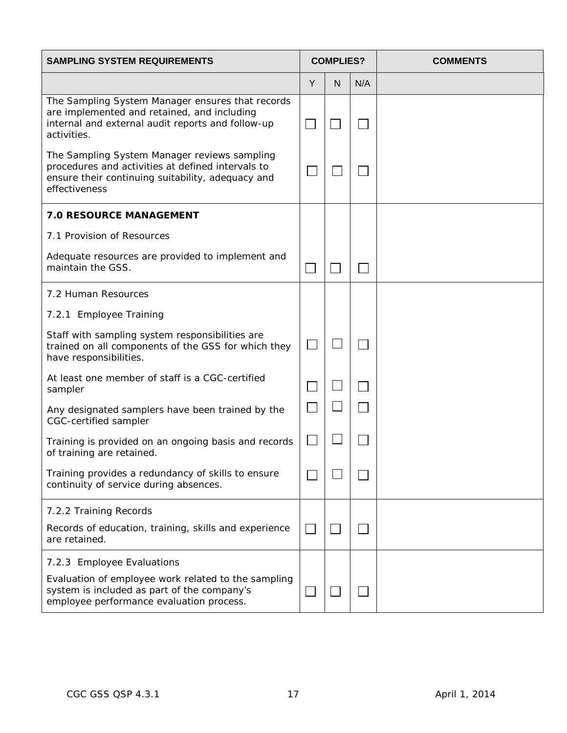| SAMPLING SYSTEM REQUIREMENTS | COMPLIES? | | | COMMENTS |
|---|---|---|---|---|
| | Y | N | N/A | |
| The Sampling System Manager ensures that records are implemented and retained, and including internal and external audit reports and follow-up activities. | ☐ | ☐ | ☐ | |
| The Sampling System Manager reviews sampling procedures and activities at defined intervals to ensure their continuing suitability, adequacy and effectiveness | ☐ | ☐ | ☐ | |
| **7.0 RESOURCE MANAGEMENT** | | | | |
| 7.1 Provision of Resources | | | | |
| Adequate resources are provided to implement and maintain the GSS. | ☐ | ☐ | ☐ | |
| 7.2 Human Resources | | | | |
| 7.2.1 Employee Training | | | | |
| Staff with sampling system responsibilities are trained on all components of the GSS for which they have responsibilities. | ☐ | ☐ | ☐ | |
| At least one member of staff is a CGC-certified sampler | ☐ | ☐ | ☐ | |
| Any designated samplers have been trained by the CGC-certified sampler | ☐ | ☐ | ☐ | |
| Training is provided on an ongoing basis and records of training are retained. | ☐ | ☐ | ☐ | |
| Training provides a redundancy of skills to ensure continuity of service during absences. | ☐ | ☐ | ☐ | |
| 7.2.2 Training Records | | | | |
| Records of education, training, skills and experience are retained. | ☐ | ☐ | ☐ | |
| 7.2.3 Employee Evaluations | | | | |
| Evaluation of employee work related to the sampling system is included as part of the company's employee performance evaluation process. | ☐ | ☐ | ☐ | |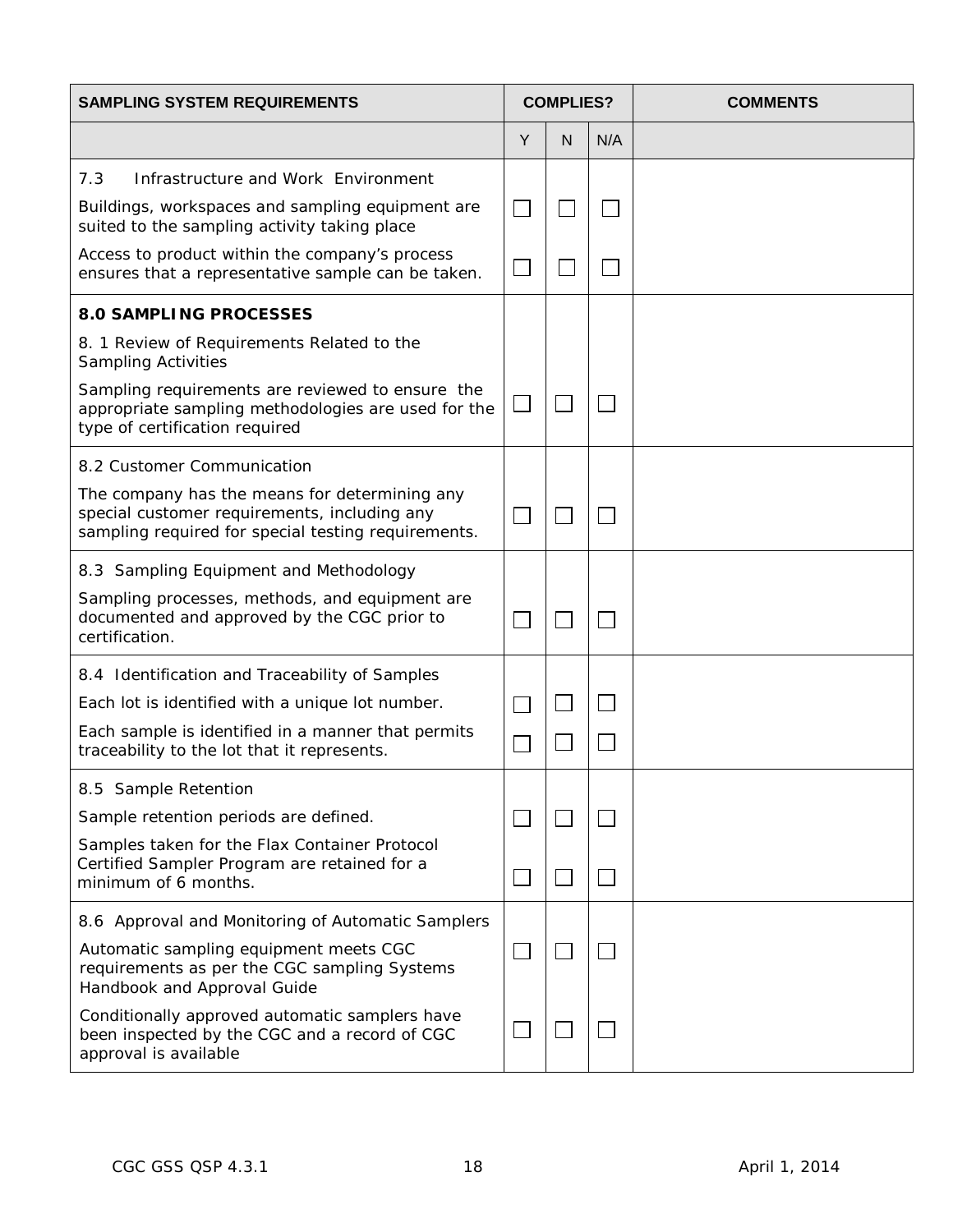| SAMPLING SYSTEM REQUIREMENTS | COMPLIES? | | | COMMENTS |
|---|---|---|---|---|
| | Y | N | N/A | |
| 7.3 Infrastructure and Work Environment | | | | |
| Buildings, workspaces and sampling equipment are suited to the sampling activity taking place | ☐ | ☐ | ☐ | |
| Access to product within the company's process ensures that a representative sample can be taken. | ☐ | ☐ | ☐ | |
| **8.0 SAMPLING PROCESSES** | | | | |
| 8. 1 Review of Requirements Related to the Sampling Activities | | | | |
| Sampling requirements are reviewed to ensure the appropriate sampling methodologies are used for the type of certification required | ☐ | ☐ | ☐ | |
| 8.2 Customer Communication | | | | |
| The company has the means for determining any special customer requirements, including any sampling required for special testing requirements. | ☐ | ☐ | ☐ | |
| 8.3 Sampling Equipment and Methodology | | | | |
| Sampling processes, methods, and equipment are documented and approved by the CGC prior to certification. | ☐ | ☐ | ☐ | |
| 8.4 Identification and Traceability of Samples | | | | |
| Each lot is identified with a unique lot number. | ☐ | ☐ | ☐ | |
| Each sample is identified in a manner that permits traceability to the lot that it represents. | ☐ | ☐ | ☐ | |
| 8.5 Sample Retention | | | | |
| Sample retention periods are defined. | ☐ | ☐ | ☐ | |
| Samples taken for the Flax Container Protocol Certified Sampler Program are retained for a minimum of 6 months. | ☐ | ☐ | ☐ | |
| 8.6 Approval and Monitoring of Automatic Samplers | | | | |
| Automatic sampling equipment meets CGC requirements as per the CGC sampling Systems Handbook and Approval Guide | ☐ | ☐ | ☐ | |
| Conditionally approved automatic samplers have been inspected by the CGC and a record of CGC approval is available | ☐ | ☐ | ☐ | |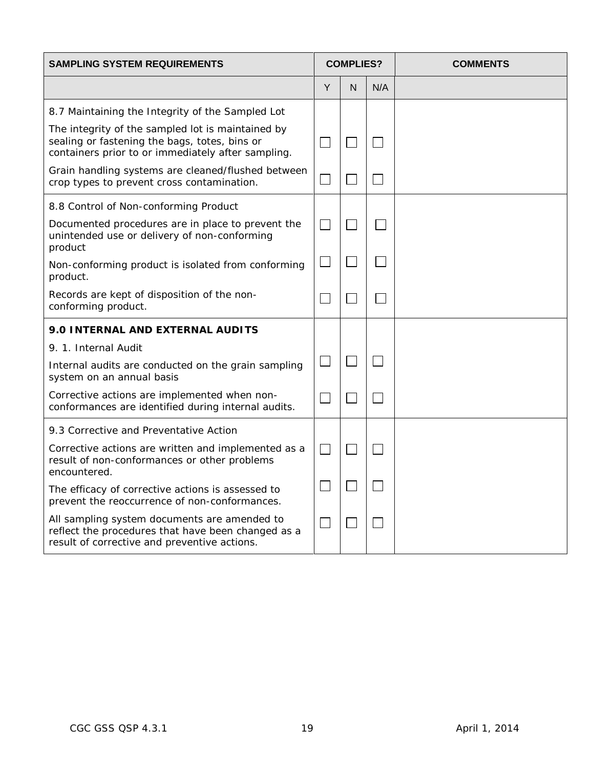| SAMPLING SYSTEM REQUIREMENTS | COMPLIES? | | | COMMENTS |
|---|---|---|---|---|
| | Y | N | N/A | |
| 8.7 Maintaining the Integrity of the Sampled Lot | | | | |
| The integrity of the sampled lot is maintained by sealing or fastening the bags, totes, bins or containers prior to or immediately after sampling. | ☐ | ☐ | ☐ | |
| Grain handling systems are cleaned/flushed between crop types to prevent cross contamination. | ☐ | ☐ | ☐ | |
| 8.8 Control of Non-conforming Product | | | | |
| Documented procedures are in place to prevent the unintended use or delivery of non-conforming product | ☐ | ☐ | ☐ | |
| Non-conforming product is isolated from conforming product. | ☐ | ☐ | ☐ | |
| Records are kept of disposition of the non-conforming product. | ☐ | ☐ | ☐ | |
| **9.0 INTERNAL AND EXTERNAL AUDITS** | | | | |
| 9. 1. Internal Audit | | | | |
| Internal audits are conducted on the grain sampling system on an annual basis | ☐ | ☐ | ☐ | |
| Corrective actions are implemented when non-conformances are identified during internal audits. | ☐ | ☐ | ☐ | |
| 9.3 Corrective and Preventative Action | | | | |
| Corrective actions are written and implemented as a result of non-conformances or other problems encountered. | ☐ | ☐ | ☐ | |
| The efficacy of corrective actions is assessed to prevent the reoccurrence of non-conformances. | ☐ | ☐ | ☐ | |
| All sampling system documents are amended to reflect the procedures that have been changed as a result of corrective and preventive actions. | ☐ | ☐ | ☐ | |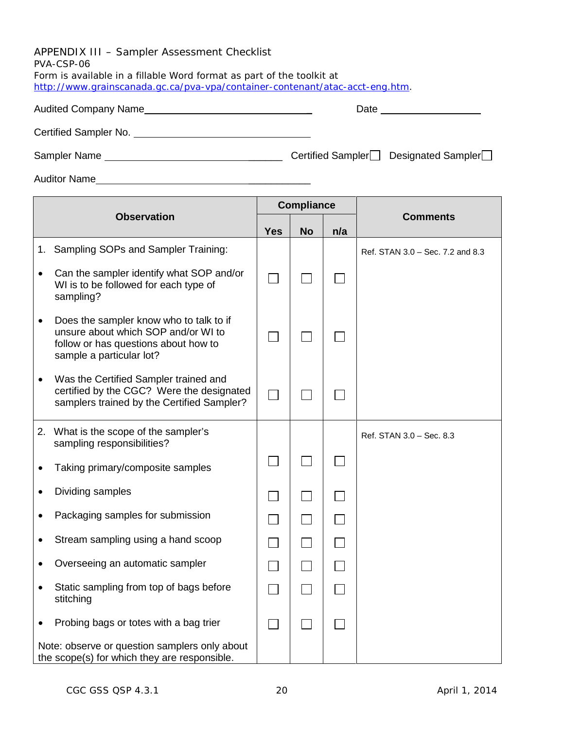APPENDIX III – Sampler Assessment Checklist
PVA-CSP-06
Form is available in a fillable Word format as part of the toolkit at
http://www.grainscanada.gc.ca/pva-vpa/container-contenant/atac-acct-eng.htm.

Audited Company Name_______________________________ Date ________________

Certified Sampler No. _______________________________

Sampler Name _______________________________ Certified Sampler☐ Designated Sampler☐

Auditor Name_______________________________

| Observation | Compliance | | | Comments |
|---|---|---|---|---|
| | Yes | No | n/a | |
| 1. Sampling SOPs and Sampler Training: | | | | Ref. STAN 3.0 – Sec. 7.2 and 8.3 |
| • Can the sampler identify what SOP and/or WI is to be followed for each type of sampling? | ☐ | ☐ | ☐ | |
| • Does the sampler know who to talk to if unsure about which SOP and/or WI to follow or has questions about how to sample a particular lot? | ☐ | ☐ | ☐ | |
| • Was the Certified Sampler trained and certified by the CGC? Were the designated samplers trained by the Certified Sampler? | ☐ | ☐ | ☐ | |
| 2. What is the scope of the sampler's sampling responsibilities? | | | | Ref. STAN 3.0 – Sec. 8.3 |
| • Taking primary/composite samples | ☐ | ☐ | ☐ | |
| • Dividing samples | ☐ | ☐ | ☐ | |
| • Packaging samples for submission | ☐ | ☐ | ☐ | |
| • Stream sampling using a hand scoop | ☐ | ☐ | ☐ | |
| • Overseeing an automatic sampler | ☐ | ☐ | ☐ | |
| • Static sampling from top of bags before stitching | ☐ | ☐ | ☐ | |
| • Probing bags or totes with a bag trier | ☐ | ☐ | ☐ | |
| Note: observe or question samplers only about the scope(s) for which they are responsible. | | | | |

CGC GSS QSP 4.3.1 April 1, 2014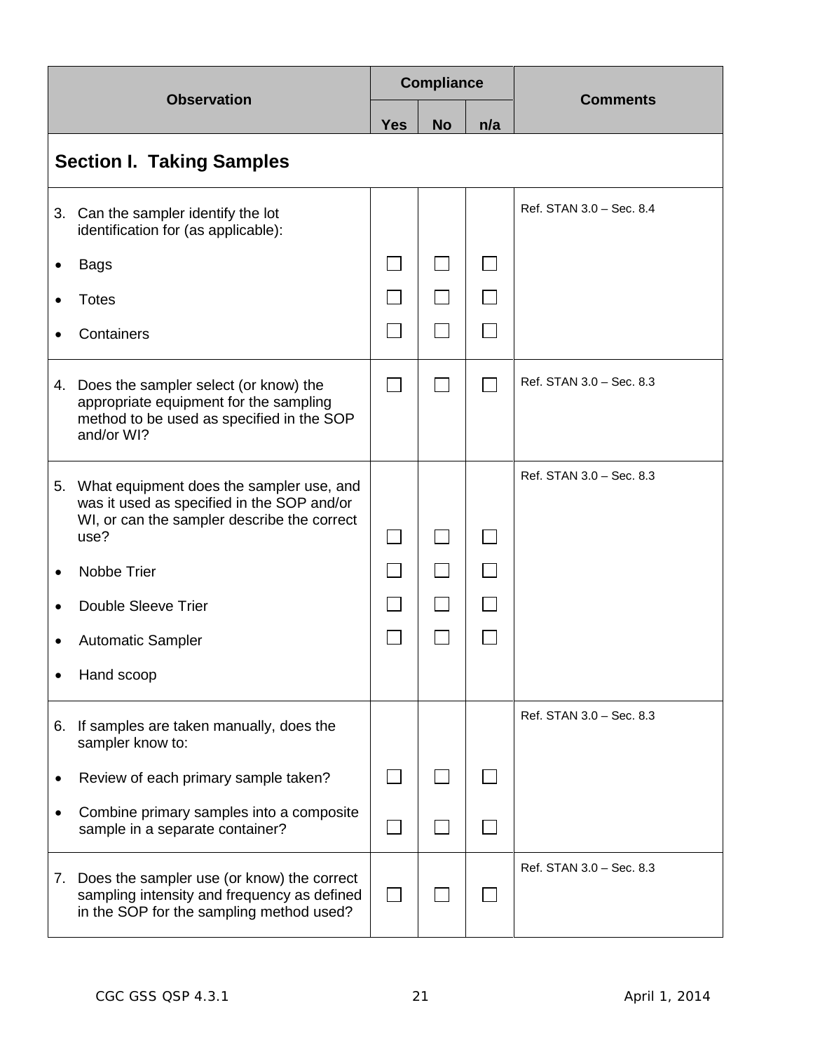| Observation | Compliance | | | Comments |
|---|---|---|---|---|
| | Yes | No | n/a | |
| **Section I. Taking Samples** | | | | |
| 3. Can the sampler identify the lot identification for (as applicable): | | | | Ref. STAN 3.0 – Sec. 8.4 |
| • Bags | ☐ | ☐ | ☐ | |
| • Totes | ☐ | ☐ | ☐ | |
| • Containers | ☐ | ☐ | ☐ | |
| 4. Does the sampler select (or know) the appropriate equipment for the sampling method to be used as specified in the SOP and/or WI? | ☐ | ☐ | ☐ | Ref. STAN 3.0 – Sec. 8.3 |
| 5. What equipment does the sampler use, and was it used as specified in the SOP and/or WI, or can the sampler describe the correct use? | ☐ | ☐ | ☐ | Ref. STAN 3.0 – Sec. 8.3 |
| • Nobbe Trier | ☐ | ☐ | ☐ | |
| • Double Sleeve Trier | ☐ | ☐ | ☐ | |
| • Automatic Sampler | ☐ | ☐ | ☐ | |
| • Hand scoop | | | | |
| 6. If samples are taken manually, does the sampler know to: | | | | Ref. STAN 3.0 – Sec. 8.3 |
| • Review of each primary sample taken? | ☐ | ☐ | ☐ | |
| • Combine primary samples into a composite sample in a separate container? | ☐ | ☐ | ☐ | |
| 7. Does the sampler use (or know) the correct sampling intensity and frequency as defined in the SOP for the sampling method used? | ☐ | ☐ | ☐ | Ref. STAN 3.0 – Sec. 8.3 |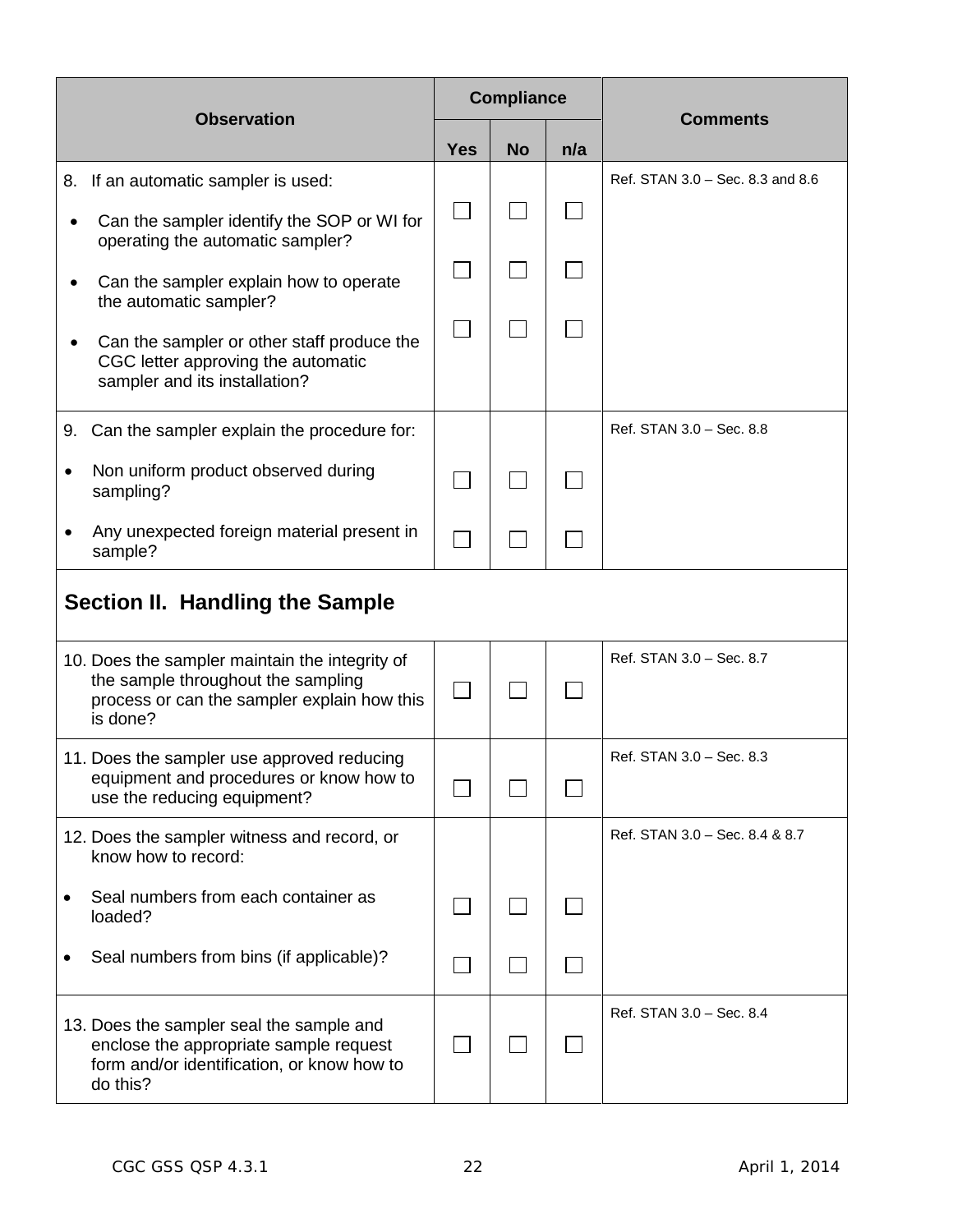| Observation | Compliance | | | Comments |
|---|---|---|---|---|
| | Yes | No | n/a | |
| 8. If an automatic sampler is used: | | | | Ref. STAN 3.0 – Sec. 8.3 and 8.6 |
| • Can the sampler identify the SOP or WI for operating the automatic sampler? | ☐ | ☐ | ☐ | |
| • Can the sampler explain how to operate the automatic sampler? | ☐ | ☐ | ☐ | |
| • Can the sampler or other staff produce the CGC letter approving the automatic sampler and its installation? | ☐ | ☐ | ☐ | |
| 9. Can the sampler explain the procedure for: | | | | Ref. STAN 3.0 – Sec. 8.8 |
| • Non uniform product observed during sampling? | ☐ | ☐ | ☐ | |
| • Any unexpected foreign material present in sample? | ☐ | ☐ | ☐ | |
| **Section II. Handling the Sample** | | | | |
| 10. Does the sampler maintain the integrity of the sample throughout the sampling process or can the sampler explain how this is done? | ☐ | ☐ | ☐ | Ref. STAN 3.0 – Sec. 8.7 |
| 11. Does the sampler use approved reducing equipment and procedures or know how to use the reducing equipment? | ☐ | ☐ | ☐ | Ref. STAN 3.0 – Sec. 8.3 |
| 12. Does the sampler witness and record, or know how to record: | | | | Ref. STAN 3.0 – Sec. 8.4 & 8.7 |
| • Seal numbers from each container as loaded? | ☐ | ☐ | ☐ | |
| • Seal numbers from bins (if applicable)? | ☐ | ☐ | ☐ | |
| 13. Does the sampler seal the sample and enclose the appropriate sample request form and/or identification, or know how to do this? | ☐ | ☐ | ☐ | Ref. STAN 3.0 – Sec. 8.4 |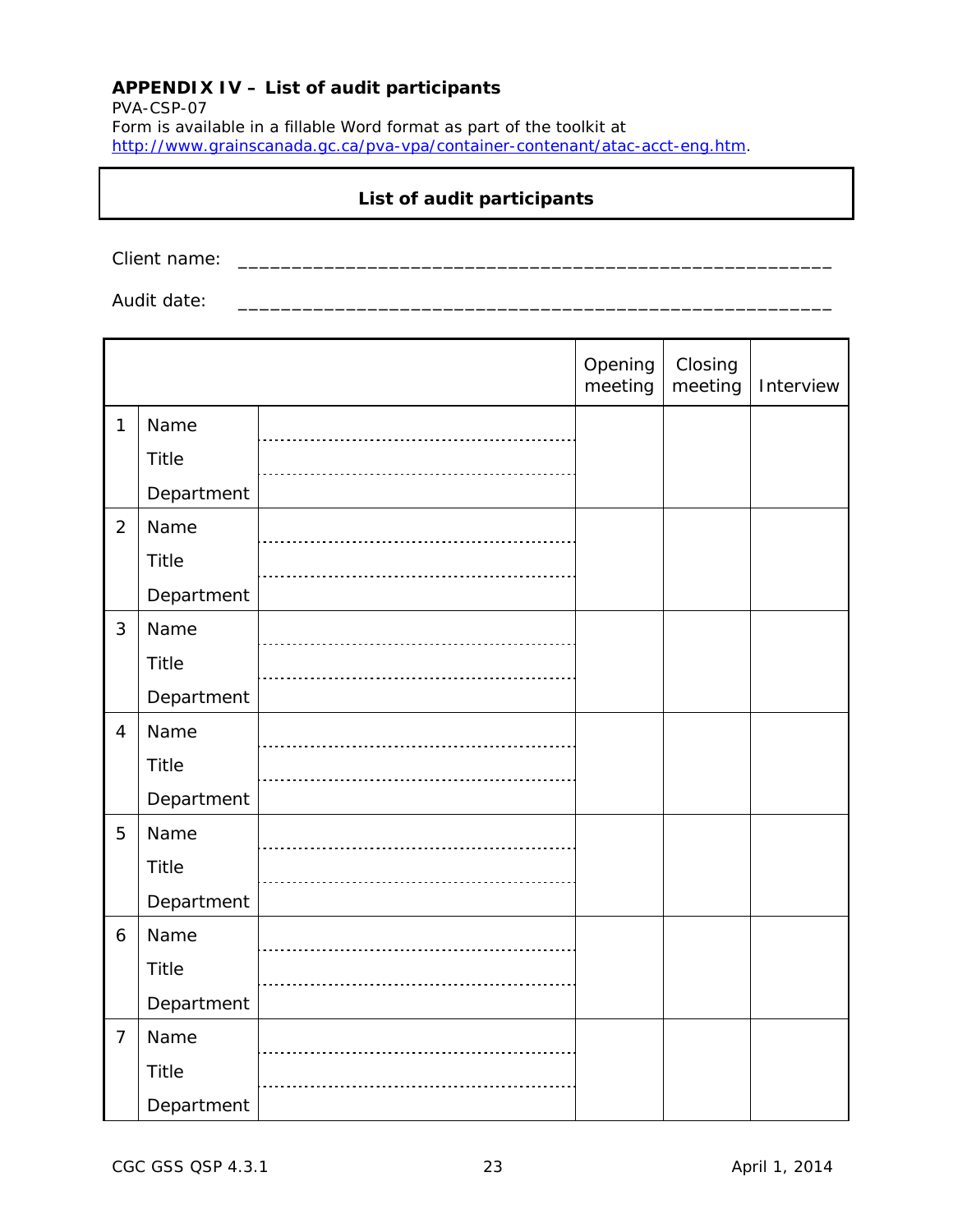**APPENDIX IV – List of audit participants**

PVA-CSP-07

Form is available in a fillable Word format as part of the toolkit at http://www.grainscanada.gc.ca/pva-vpa/container-contenant/atac-acct-eng.htm.

**List of audit participants**

Client name: _______________________________________________________

Audit date: _______________________________________________________

| | | | Opening meeting | Closing meeting | Interview |
|---|---|---|---|---|---|
| 1 | Name<br>Title<br>Department | | | | |
| 2 | Name<br>Title<br>Department | | | | |
| 3 | Name<br>Title<br>Department | | | | |
| 4 | Name<br>Title<br>Department | | | | |
| 5 | Name<br>Title<br>Department | | | | |
| 6 | Name<br>Title<br>Department | | | | |
| 7 | Name<br>Title<br>Department | | | | |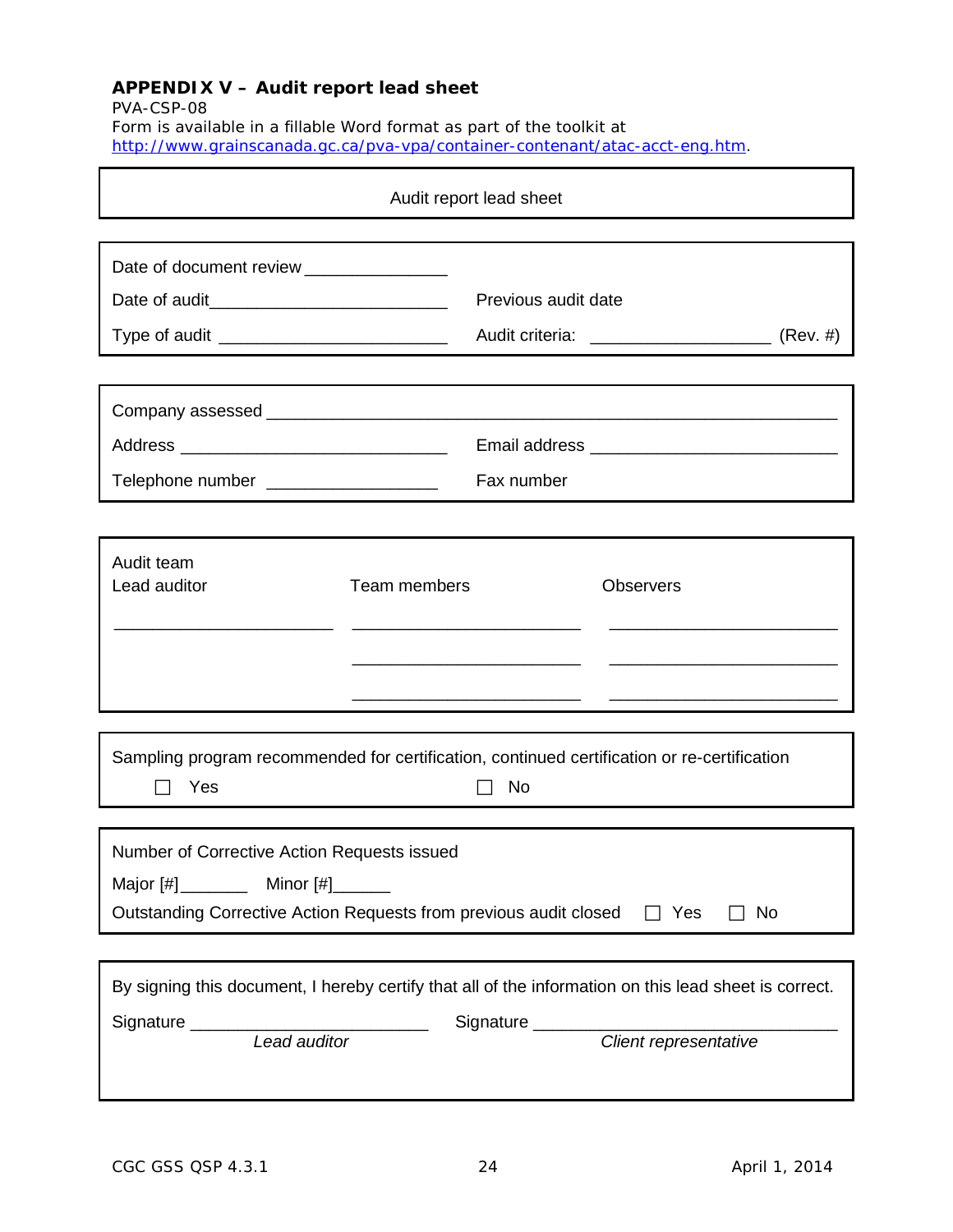**APPENDIX V – Audit report lead sheet**

PVA-CSP-08

Form is available in a fillable Word format as part of the toolkit at http://www.grainscanada.gc.ca/pva-vpa/container-contenant/atac-acct-eng.htm.

Audit report lead sheet

Date of document review _______________

Date of audit_________________________ Previous audit date

Type of audit ________________________ Audit criteria: __________________ (Rev. #)

Company assessed ________________________________________________________

Address ____________________________ Email address _________________________

Telephone number _________________ Fax number

Audit team

| Lead auditor | Team members | Observers |
|---|---|---|
| _____________________ | _______________________ | _______________________ |
| | _______________________ | _______________________ |
| | _______________________ | _______________________ |

Sampling program recommended for certification, continued certification or re-certification

☐ Yes ☐ No

Number of Corrective Action Requests issued

Major [#]_______ Minor [#]______

Outstanding Corrective Action Requests from previous audit closed ☐ Yes ☐ No

By signing this document, I hereby certify that all of the information on this lead sheet is correct.

Signature ________________________ Signature ______________________________

*Lead auditor* *Client representative*